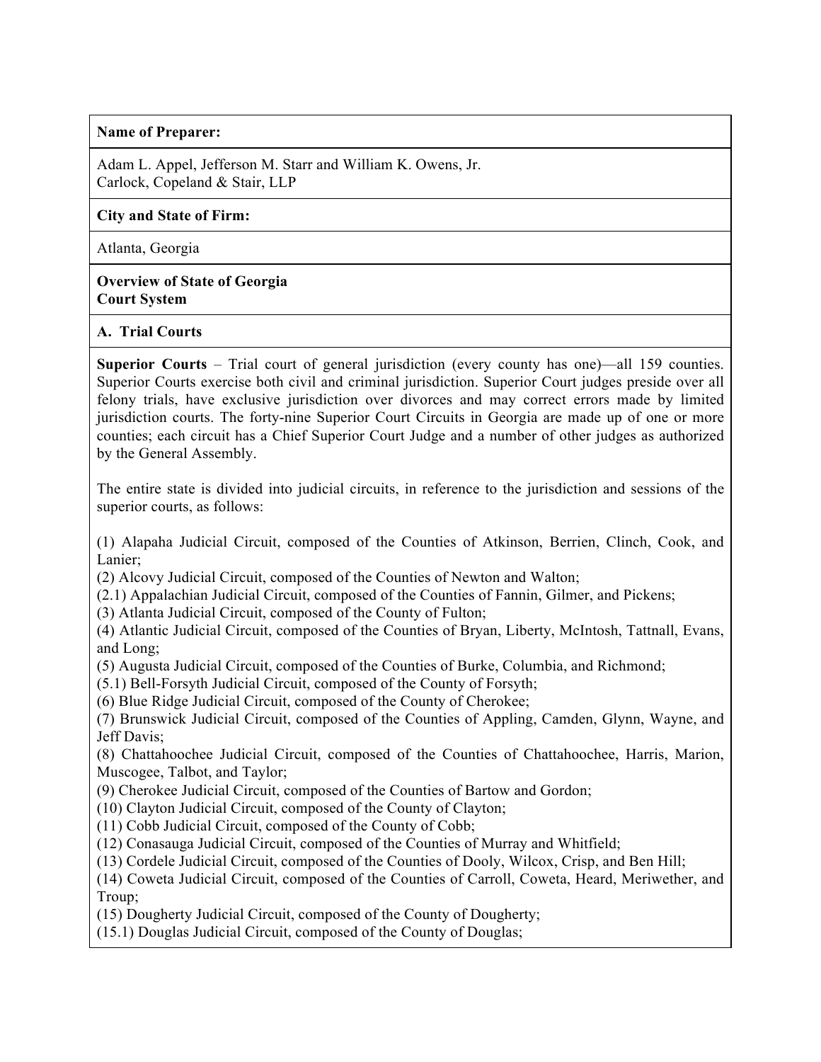**Name of Preparer:**

Adam L. Appel, Jefferson M. Starr and William K. Owens, Jr.
Carlock, Copeland & Stair, LLP

**City and State of Firm:**

Atlanta, Georgia

**Overview of State of Georgia Court System**

**A. Trial Courts**

**Superior Courts** – Trial court of general jurisdiction (every county has one)—all 159 counties. Superior Courts exercise both civil and criminal jurisdiction. Superior Court judges preside over all felony trials, have exclusive jurisdiction over divorces and may correct errors made by limited jurisdiction courts. The forty-nine Superior Court Circuits in Georgia are made up of one or more counties; each circuit has a Chief Superior Court Judge and a number of other judges as authorized by the General Assembly.

The entire state is divided into judicial circuits, in reference to the jurisdiction and sessions of the superior courts, as follows:

(1) Alapaha Judicial Circuit, composed of the Counties of Atkinson, Berrien, Clinch, Cook, and Lanier;
(2) Alcovy Judicial Circuit, composed of the Counties of Newton and Walton;
(2.1) Appalachian Judicial Circuit, composed of the Counties of Fannin, Gilmer, and Pickens;
(3) Atlanta Judicial Circuit, composed of the County of Fulton;
(4) Atlantic Judicial Circuit, composed of the Counties of Bryan, Liberty, McIntosh, Tattnall, Evans, and Long;
(5) Augusta Judicial Circuit, composed of the Counties of Burke, Columbia, and Richmond;
(5.1) Bell-Forsyth Judicial Circuit, composed of the County of Forsyth;
(6) Blue Ridge Judicial Circuit, composed of the County of Cherokee;
(7) Brunswick Judicial Circuit, composed of the Counties of Appling, Camden, Glynn, Wayne, and Jeff Davis;
(8) Chattahoochee Judicial Circuit, composed of the Counties of Chattahoochee, Harris, Marion, Muscogee, Talbot, and Taylor;
(9) Cherokee Judicial Circuit, composed of the Counties of Bartow and Gordon;
(10) Clayton Judicial Circuit, composed of the County of Clayton;
(11) Cobb Judicial Circuit, composed of the County of Cobb;
(12) Conasauga Judicial Circuit, composed of the Counties of Murray and Whitfield;
(13) Cordele Judicial Circuit, composed of the Counties of Dooly, Wilcox, Crisp, and Ben Hill;
(14) Coweta Judicial Circuit, composed of the Counties of Carroll, Coweta, Heard, Meriwether, and Troup;
(15) Dougherty Judicial Circuit, composed of the County of Dougherty;
(15.1) Douglas Judicial Circuit, composed of the County of Douglas;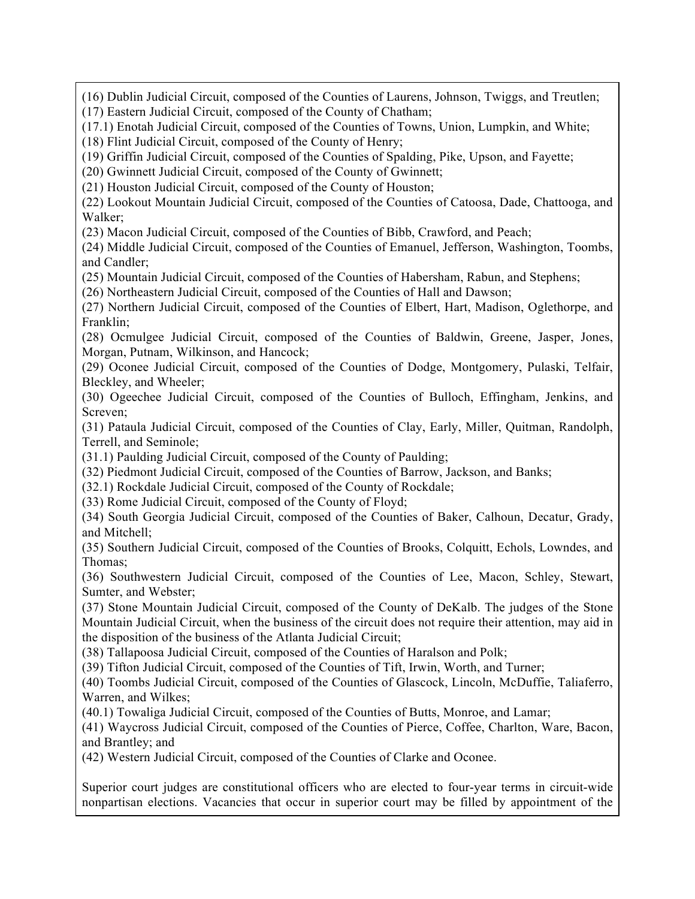(16) Dublin Judicial Circuit, composed of the Counties of Laurens, Johnson, Twiggs, and Treutlen;
(17) Eastern Judicial Circuit, composed of the County of Chatham;
(17.1) Enotah Judicial Circuit, composed of the Counties of Towns, Union, Lumpkin, and White;
(18) Flint Judicial Circuit, composed of the County of Henry;
(19) Griffin Judicial Circuit, composed of the Counties of Spalding, Pike, Upson, and Fayette;
(20) Gwinnett Judicial Circuit, composed of the County of Gwinnett;
(21) Houston Judicial Circuit, composed of the County of Houston;
(22) Lookout Mountain Judicial Circuit, composed of the Counties of Catoosa, Dade, Chattooga, and Walker;
(23) Macon Judicial Circuit, composed of the Counties of Bibb, Crawford, and Peach;
(24) Middle Judicial Circuit, composed of the Counties of Emanuel, Jefferson, Washington, Toombs, and Candler;
(25) Mountain Judicial Circuit, composed of the Counties of Habersham, Rabun, and Stephens;
(26) Northeastern Judicial Circuit, composed of the Counties of Hall and Dawson;
(27) Northern Judicial Circuit, composed of the Counties of Elbert, Hart, Madison, Oglethorpe, and Franklin;
(28) Ocmulgee Judicial Circuit, composed of the Counties of Baldwin, Greene, Jasper, Jones, Morgan, Putnam, Wilkinson, and Hancock;
(29) Oconee Judicial Circuit, composed of the Counties of Dodge, Montgomery, Pulaski, Telfair, Bleckley, and Wheeler;
(30) Ogeechee Judicial Circuit, composed of the Counties of Bulloch, Effingham, Jenkins, and Screven;
(31) Pataula Judicial Circuit, composed of the Counties of Clay, Early, Miller, Quitman, Randolph, Terrell, and Seminole;
(31.1) Paulding Judicial Circuit, composed of the County of Paulding;
(32) Piedmont Judicial Circuit, composed of the Counties of Barrow, Jackson, and Banks;
(32.1) Rockdale Judicial Circuit, composed of the County of Rockdale;
(33) Rome Judicial Circuit, composed of the County of Floyd;
(34) South Georgia Judicial Circuit, composed of the Counties of Baker, Calhoun, Decatur, Grady, and Mitchell;
(35) Southern Judicial Circuit, composed of the Counties of Brooks, Colquitt, Echols, Lowndes, and Thomas;
(36) Southwestern Judicial Circuit, composed of the Counties of Lee, Macon, Schley, Stewart, Sumter, and Webster;
(37) Stone Mountain Judicial Circuit, composed of the County of DeKalb. The judges of the Stone Mountain Judicial Circuit, when the business of the circuit does not require their attention, may aid in the disposition of the business of the Atlanta Judicial Circuit;
(38) Tallapoosa Judicial Circuit, composed of the Counties of Haralson and Polk;
(39) Tifton Judicial Circuit, composed of the Counties of Tift, Irwin, Worth, and Turner;
(40) Toombs Judicial Circuit, composed of the Counties of Glascock, Lincoln, McDuffie, Taliaferro, Warren, and Wilkes;
(40.1) Towaliga Judicial Circuit, composed of the Counties of Butts, Monroe, and Lamar;
(41) Waycross Judicial Circuit, composed of the Counties of Pierce, Coffee, Charlton, Ware, Bacon, and Brantley; and
(42) Western Judicial Circuit, composed of the Counties of Clarke and Oconee.

Superior court judges are constitutional officers who are elected to four-year terms in circuit-wide nonpartisan elections. Vacancies that occur in superior court may be filled by appointment of the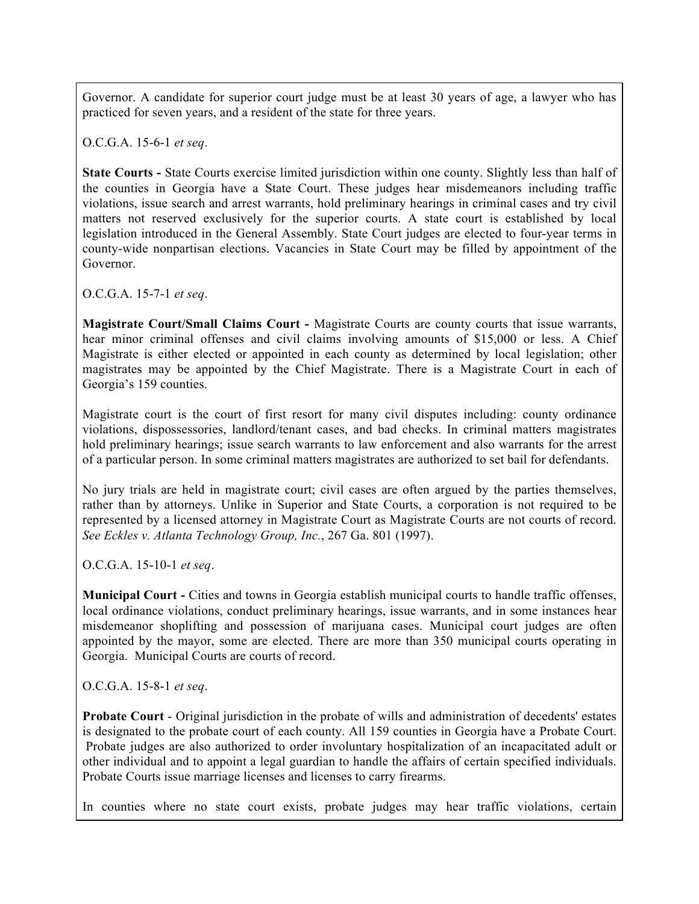Governor. A candidate for superior court judge must be at least 30 years of age, a lawyer who has practiced for seven years, and a resident of the state for three years.

O.C.G.A. 15-6-1 *et seq*.

**State Courts -** State Courts exercise limited jurisdiction within one county. Slightly less than half of the counties in Georgia have a State Court. These judges hear misdemeanors including traffic violations, issue search and arrest warrants, hold preliminary hearings in criminal cases and try civil matters not reserved exclusively for the superior courts. A state court is established by local legislation introduced in the General Assembly. State Court judges are elected to four-year terms in county-wide nonpartisan elections. Vacancies in State Court may be filled by appointment of the Governor.

O.C.G.A. 15-7-1 *et seq*.

**Magistrate Court/Small Claims Court -** Magistrate Courts are county courts that issue warrants, hear minor criminal offenses and civil claims involving amounts of $15,000 or less. A Chief Magistrate is either elected or appointed in each county as determined by local legislation; other magistrates may be appointed by the Chief Magistrate. There is a Magistrate Court in each of Georgia's 159 counties.

Magistrate court is the court of first resort for many civil disputes including: county ordinance violations, dispossessories, landlord/tenant cases, and bad checks. In criminal matters magistrates hold preliminary hearings; issue search warrants to law enforcement and also warrants for the arrest of a particular person. In some criminal matters magistrates are authorized to set bail for defendants.

No jury trials are held in magistrate court; civil cases are often argued by the parties themselves, rather than by attorneys. Unlike in Superior and State Courts, a corporation is not required to be represented by a licensed attorney in Magistrate Court as Magistrate Courts are not courts of record. *See Eckles v. Atlanta Technology Group, Inc.*, 267 Ga. 801 (1997).

O.C.G.A. 15-10-1 *et seq*.

**Municipal Court -** Cities and towns in Georgia establish municipal courts to handle traffic offenses, local ordinance violations, conduct preliminary hearings, issue warrants, and in some instances hear misdemeanor shoplifting and possession of marijuana cases. Municipal court judges are often appointed by the mayor, some are elected. There are more than 350 municipal courts operating in Georgia. Municipal Courts are courts of record.

O.C.G.A. 15-8-1 *et seq*.

**Probate Court** - Original jurisdiction in the probate of wills and administration of decedents' estates is designated to the probate court of each county. All 159 counties in Georgia have a Probate Court. Probate judges are also authorized to order involuntary hospitalization of an incapacitated adult or other individual and to appoint a legal guardian to handle the affairs of certain specified individuals. Probate Courts issue marriage licenses and licenses to carry firearms.

In counties where no state court exists, probate judges may hear traffic violations, certain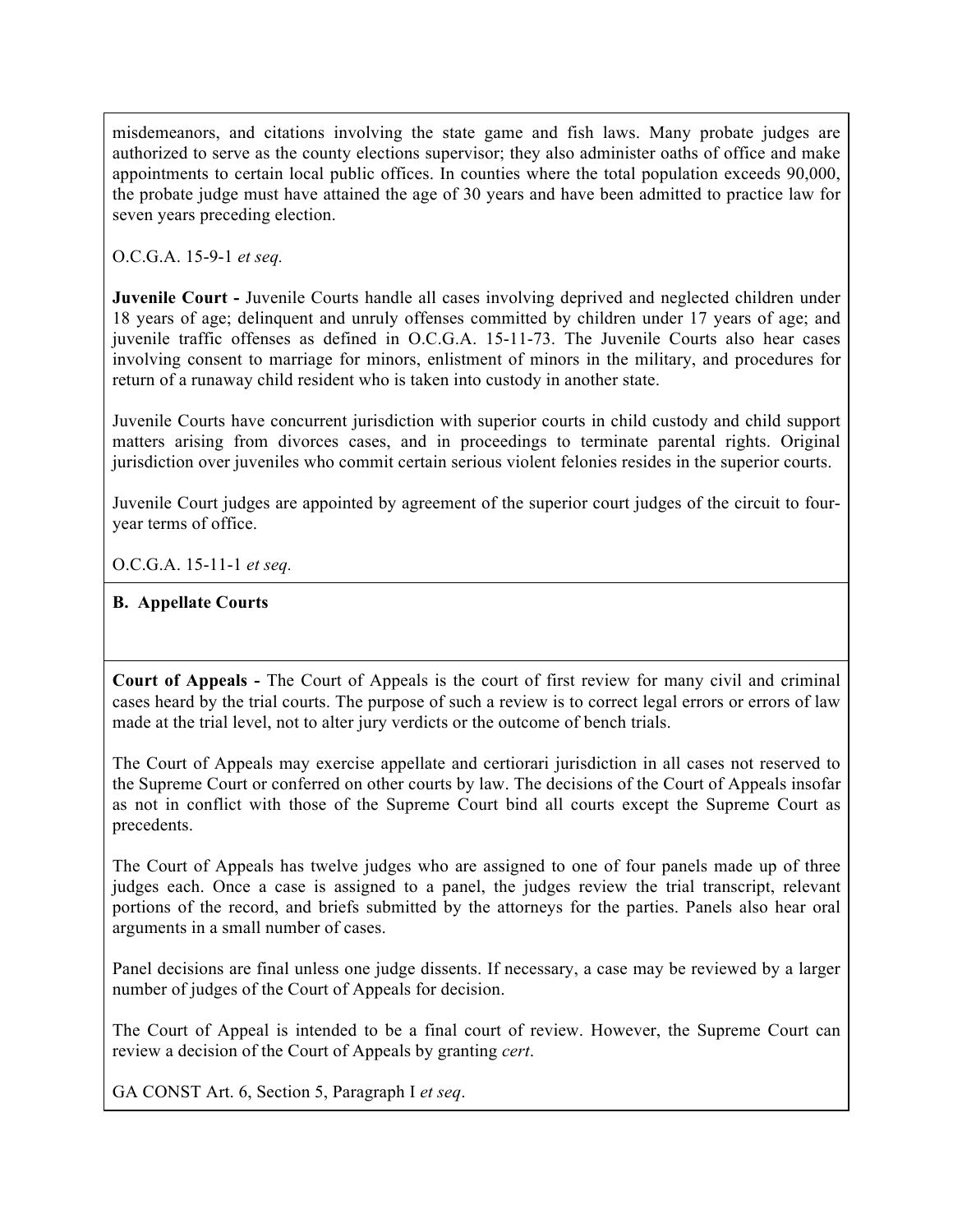misdemeanors, and citations involving the state game and fish laws. Many probate judges are authorized to serve as the county elections supervisor; they also administer oaths of office and make appointments to certain local public offices. In counties where the total population exceeds 90,000, the probate judge must have attained the age of 30 years and have been admitted to practice law for seven years preceding election.

O.C.G.A. 15-9-1 *et seq.*

**Juvenile Court -** Juvenile Courts handle all cases involving deprived and neglected children under 18 years of age; delinquent and unruly offenses committed by children under 17 years of age; and juvenile traffic offenses as defined in O.C.G.A. 15-11-73. The Juvenile Courts also hear cases involving consent to marriage for minors, enlistment of minors in the military, and procedures for return of a runaway child resident who is taken into custody in another state.

Juvenile Courts have concurrent jurisdiction with superior courts in child custody and child support matters arising from divorces cases, and in proceedings to terminate parental rights. Original jurisdiction over juveniles who commit certain serious violent felonies resides in the superior courts.

Juvenile Court judges are appointed by agreement of the superior court judges of the circuit to four-year terms of office.

O.C.G.A. 15-11-1 *et seq.*

**B. Appellate Courts**

**Court of Appeals -** The Court of Appeals is the court of first review for many civil and criminal cases heard by the trial courts. The purpose of such a review is to correct legal errors or errors of law made at the trial level, not to alter jury verdicts or the outcome of bench trials.

The Court of Appeals may exercise appellate and certiorari jurisdiction in all cases not reserved to the Supreme Court or conferred on other courts by law. The decisions of the Court of Appeals insofar as not in conflict with those of the Supreme Court bind all courts except the Supreme Court as precedents.

The Court of Appeals has twelve judges who are assigned to one of four panels made up of three judges each. Once a case is assigned to a panel, the judges review the trial transcript, relevant portions of the record, and briefs submitted by the attorneys for the parties. Panels also hear oral arguments in a small number of cases.

Panel decisions are final unless one judge dissents. If necessary, a case may be reviewed by a larger number of judges of the Court of Appeals for decision.

The Court of Appeal is intended to be a final court of review. However, the Supreme Court can review a decision of the Court of Appeals by granting *cert*.

GA CONST Art. 6, Section 5, Paragraph I *et seq*.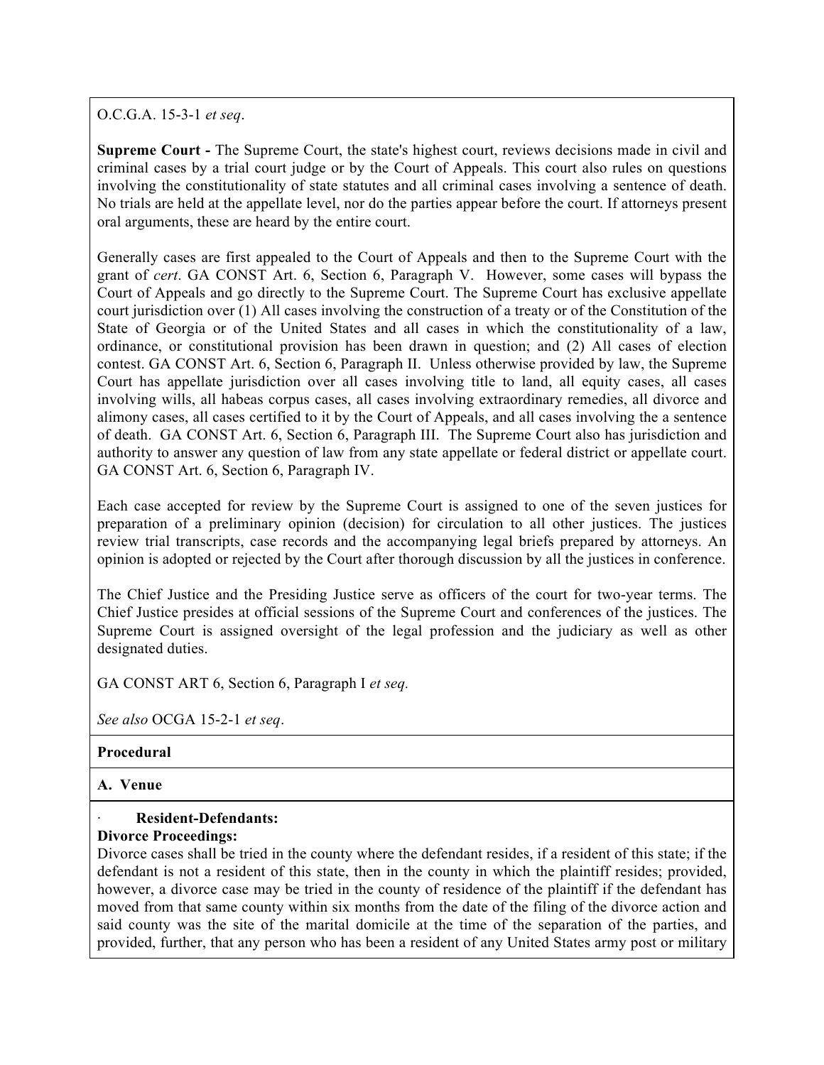O.C.G.A. 15-3-1 *et seq*.

**Supreme Court -** The Supreme Court, the state's highest court, reviews decisions made in civil and criminal cases by a trial court judge or by the Court of Appeals. This court also rules on questions involving the constitutionality of state statutes and all criminal cases involving a sentence of death. No trials are held at the appellate level, nor do the parties appear before the court. If attorneys present oral arguments, these are heard by the entire court.

Generally cases are first appealed to the Court of Appeals and then to the Supreme Court with the grant of *cert*. GA CONST Art. 6, Section 6, Paragraph V. However, some cases will bypass the Court of Appeals and go directly to the Supreme Court. The Supreme Court has exclusive appellate court jurisdiction over (1) All cases involving the construction of a treaty or of the Constitution of the State of Georgia or of the United States and all cases in which the constitutionality of a law, ordinance, or constitutional provision has been drawn in question; and (2) All cases of election contest. GA CONST Art. 6, Section 6, Paragraph II. Unless otherwise provided by law, the Supreme Court has appellate jurisdiction over all cases involving title to land, all equity cases, all cases involving wills, all habeas corpus cases, all cases involving extraordinary remedies, all divorce and alimony cases, all cases certified to it by the Court of Appeals, and all cases involving the a sentence of death. GA CONST Art. 6, Section 6, Paragraph III. The Supreme Court also has jurisdiction and authority to answer any question of law from any state appellate or federal district or appellate court. GA CONST Art. 6, Section 6, Paragraph IV.

Each case accepted for review by the Supreme Court is assigned to one of the seven justices for preparation of a preliminary opinion (decision) for circulation to all other justices. The justices review trial transcripts, case records and the accompanying legal briefs prepared by attorneys. An opinion is adopted or rejected by the Court after thorough discussion by all the justices in conference.

The Chief Justice and the Presiding Justice serve as officers of the court for two-year terms. The Chief Justice presides at official sessions of the Supreme Court and conferences of the justices. The Supreme Court is assigned oversight of the legal profession and the judiciary as well as other designated duties.

GA CONST ART 6, Section 6, Paragraph I *et seq.*

*See also* OCGA 15-2-1 *et seq*.

**Procedural**

**A. Venue**

- **Resident-Defendants:**

**Divorce Proceedings:**

Divorce cases shall be tried in the county where the defendant resides, if a resident of this state; if the defendant is not a resident of this state, then in the county in which the plaintiff resides; provided, however, a divorce case may be tried in the county of residence of the plaintiff if the defendant has moved from that same county within six months from the date of the filing of the divorce action and said county was the site of the marital domicile at the time of the separation of the parties, and provided, further, that any person who has been a resident of any United States army post or military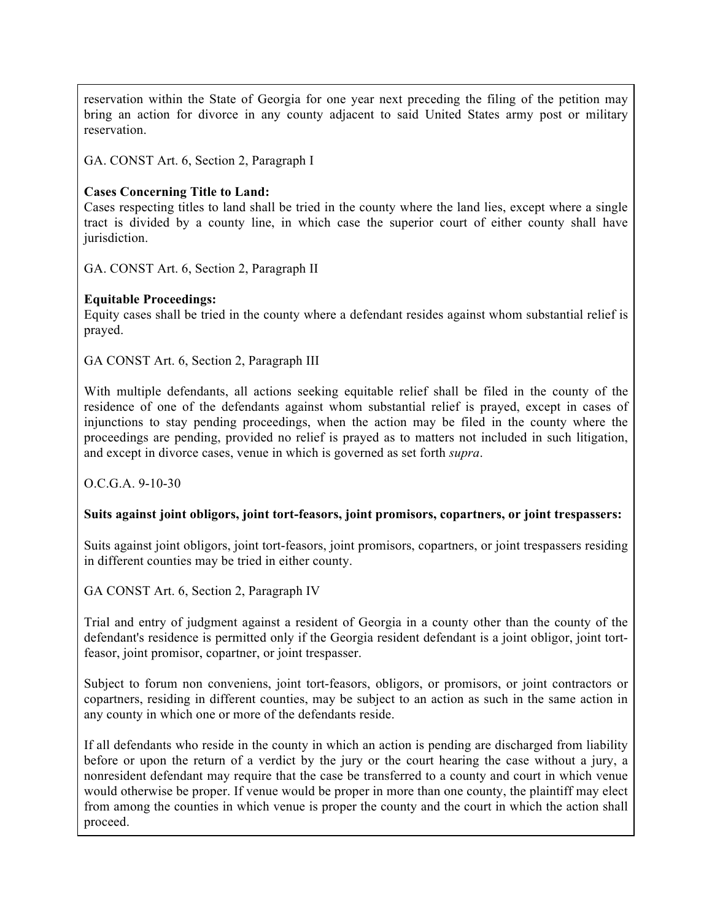reservation within the State of Georgia for one year next preceding the filing of the petition may bring an action for divorce in any county adjacent to said United States army post or military reservation.

GA. CONST Art. 6, Section 2, Paragraph I

**Cases Concerning Title to Land:**
Cases respecting titles to land shall be tried in the county where the land lies, except where a single tract is divided by a county line, in which case the superior court of either county shall have jurisdiction.

GA. CONST Art. 6, Section 2, Paragraph II

**Equitable Proceedings:**
Equity cases shall be tried in the county where a defendant resides against whom substantial relief is prayed.

GA CONST Art. 6, Section 2, Paragraph III

With multiple defendants, all actions seeking equitable relief shall be filed in the county of the residence of one of the defendants against whom substantial relief is prayed, except in cases of injunctions to stay pending proceedings, when the action may be filed in the county where the proceedings are pending, provided no relief is prayed as to matters not included in such litigation, and except in divorce cases, venue in which is governed as set forth *supra*.

O.C.G.A. 9-10-30

**Suits against joint obligors, joint tort-feasors, joint promisors, copartners, or joint trespassers:**

Suits against joint obligors, joint tort-feasors, joint promisors, copartners, or joint trespassers residing in different counties may be tried in either county.

GA CONST Art. 6, Section 2, Paragraph IV

Trial and entry of judgment against a resident of Georgia in a county other than the county of the defendant's residence is permitted only if the Georgia resident defendant is a joint obligor, joint tort-feasor, joint promisor, copartner, or joint trespasser.

Subject to forum non conveniens, joint tort-feasors, obligors, or promisors, or joint contractors or copartners, residing in different counties, may be subject to an action as such in the same action in any county in which one or more of the defendants reside.

If all defendants who reside in the county in which an action is pending are discharged from liability before or upon the return of a verdict by the jury or the court hearing the case without a jury, a nonresident defendant may require that the case be transferred to a county and court in which venue would otherwise be proper. If venue would be proper in more than one county, the plaintiff may elect from among the counties in which venue is proper the county and the court in which the action shall proceed.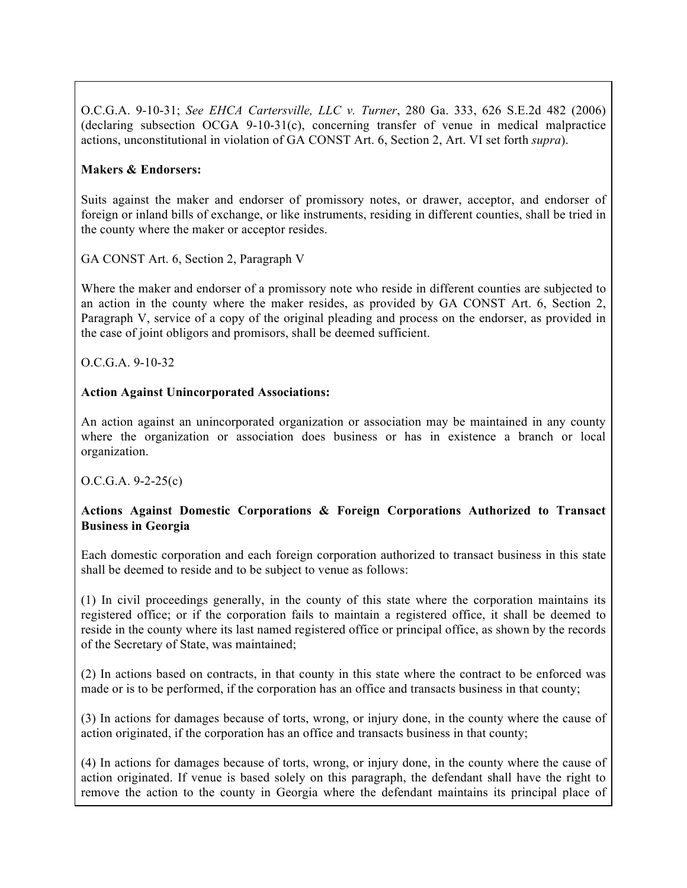O.C.G.A. 9-10-31; *See EHCA Cartersville, LLC v. Turner*, 280 Ga. 333, 626 S.E.2d 482 (2006) (declaring subsection OCGA 9-10-31(c), concerning transfer of venue in medical malpractice actions, unconstitutional in violation of GA CONST Art. 6, Section 2, Art. VI set forth *supra*).

**Makers & Endorsers:**

Suits against the maker and endorser of promissory notes, or drawer, acceptor, and endorser of foreign or inland bills of exchange, or like instruments, residing in different counties, shall be tried in the county where the maker or acceptor resides.

GA CONST Art. 6, Section 2, Paragraph V

Where the maker and endorser of a promissory note who reside in different counties are subjected to an action in the county where the maker resides, as provided by GA CONST Art. 6, Section 2, Paragraph V, service of a copy of the original pleading and process on the endorser, as provided in the case of joint obligors and promisors, shall be deemed sufficient.

O.C.G.A. 9-10-32

**Action Against Unincorporated Associations:**

An action against an unincorporated organization or association may be maintained in any county where the organization or association does business or has in existence a branch or local organization.

O.C.G.A. 9-2-25(c)

**Actions Against Domestic Corporations & Foreign Corporations Authorized to Transact Business in Georgia**

Each domestic corporation and each foreign corporation authorized to transact business in this state shall be deemed to reside and to be subject to venue as follows:

(1) In civil proceedings generally, in the county of this state where the corporation maintains its registered office; or if the corporation fails to maintain a registered office, it shall be deemed to reside in the county where its last named registered office or principal office, as shown by the records of the Secretary of State, was maintained;

(2) In actions based on contracts, in that county in this state where the contract to be enforced was made or is to be performed, if the corporation has an office and transacts business in that county;

(3) In actions for damages because of torts, wrong, or injury done, in the county where the cause of action originated, if the corporation has an office and transacts business in that county;

(4) In actions for damages because of torts, wrong, or injury done, in the county where the cause of action originated. If venue is based solely on this paragraph, the defendant shall have the right to remove the action to the county in Georgia where the defendant maintains its principal place of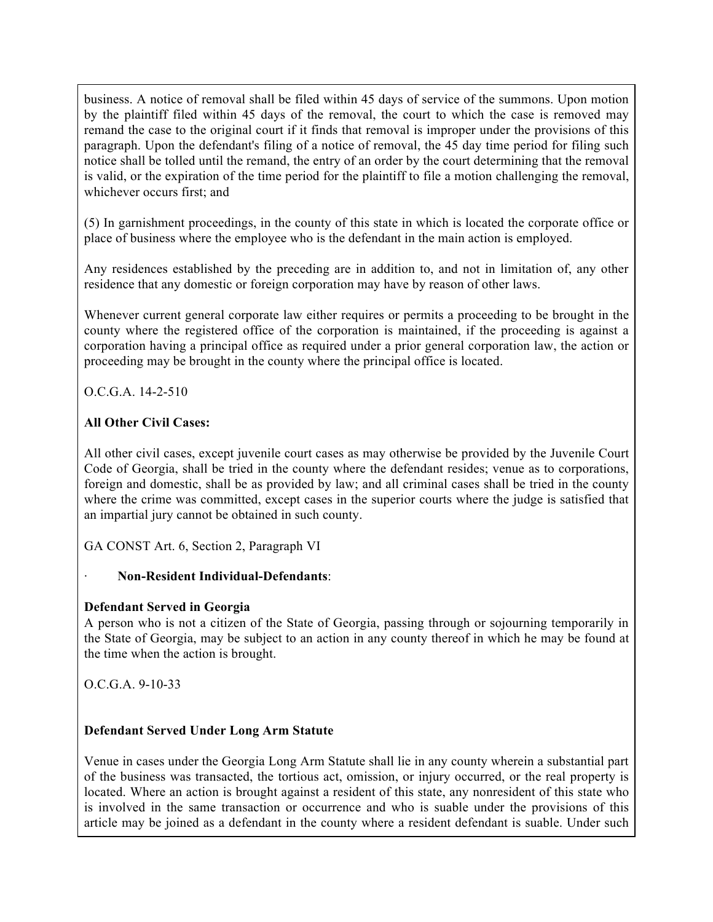business. A notice of removal shall be filed within 45 days of service of the summons. Upon motion by the plaintiff filed within 45 days of the removal, the court to which the case is removed may remand the case to the original court if it finds that removal is improper under the provisions of this paragraph. Upon the defendant's filing of a notice of removal, the 45 day time period for filing such notice shall be tolled until the remand, the entry of an order by the court determining that the removal is valid, or the expiration of the time period for the plaintiff to file a motion challenging the removal, whichever occurs first; and

(5) In garnishment proceedings, in the county of this state in which is located the corporate office or place of business where the employee who is the defendant in the main action is employed.

Any residences established by the preceding are in addition to, and not in limitation of, any other residence that any domestic or foreign corporation may have by reason of other laws.

Whenever current general corporate law either requires or permits a proceeding to be brought in the county where the registered office of the corporation is maintained, if the proceeding is against a corporation having a principal office as required under a prior general corporation law, the action or proceeding may be brought in the county where the principal office is located.

O.C.G.A. 14-2-510

**All Other Civil Cases:**

All other civil cases, except juvenile court cases as may otherwise be provided by the Juvenile Court Code of Georgia, shall be tried in the county where the defendant resides; venue as to corporations, foreign and domestic, shall be as provided by law; and all criminal cases shall be tried in the county where the crime was committed, except cases in the superior courts where the judge is satisfied that an impartial jury cannot be obtained in such county.

GA CONST Art. 6, Section 2, Paragraph VI

· **Non-Resident Individual-Defendants**:

**Defendant Served in Georgia**

A person who is not a citizen of the State of Georgia, passing through or sojourning temporarily in the State of Georgia, may be subject to an action in any county thereof in which he may be found at the time when the action is brought.

O.C.G.A. 9-10-33

**Defendant Served Under Long Arm Statute**

Venue in cases under the Georgia Long Arm Statute shall lie in any county wherein a substantial part of the business was transacted, the tortious act, omission, or injury occurred, or the real property is located. Where an action is brought against a resident of this state, any nonresident of this state who is involved in the same transaction or occurrence and who is suable under the provisions of this article may be joined as a defendant in the county where a resident defendant is suable. Under such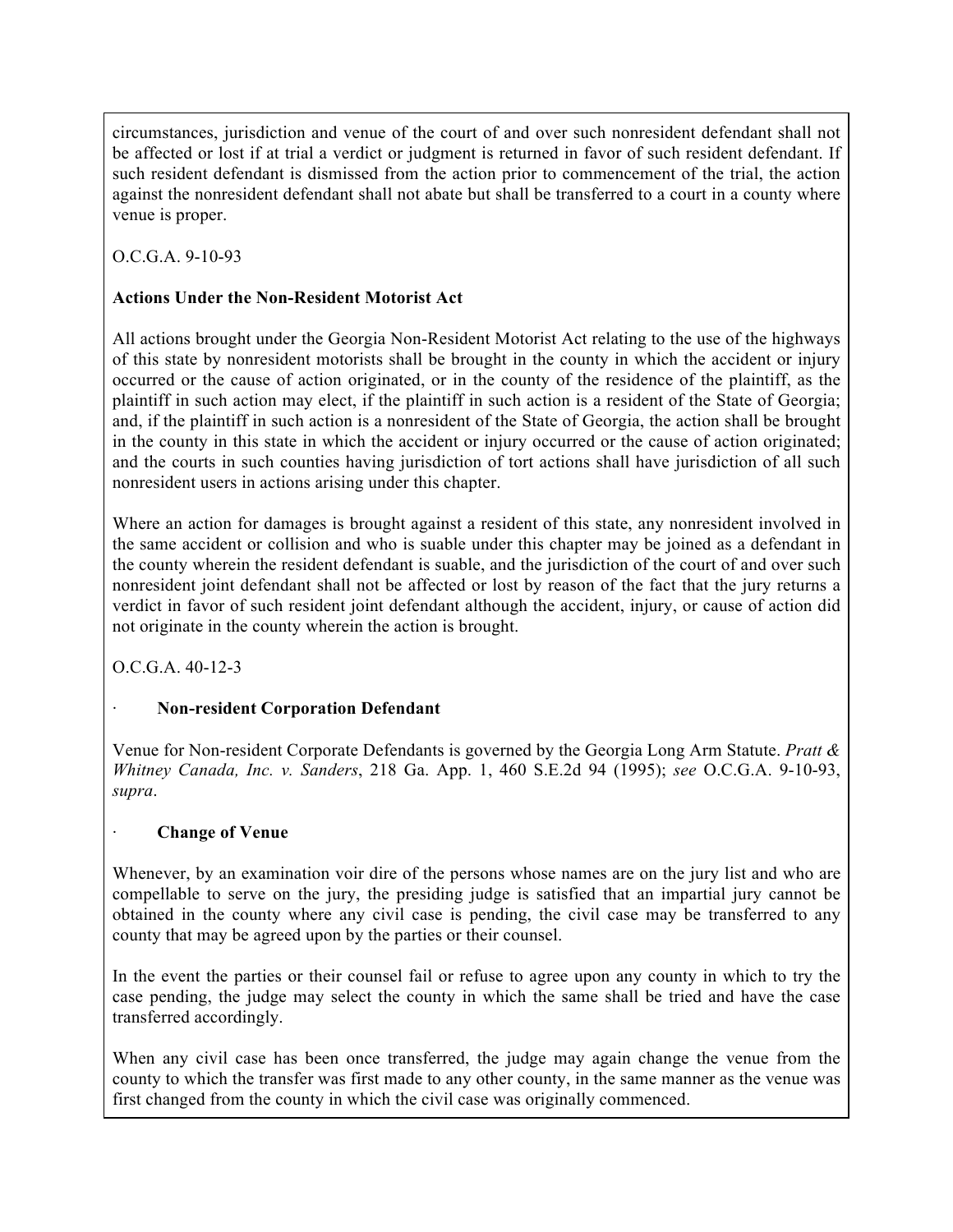circumstances, jurisdiction and venue of the court of and over such nonresident defendant shall not be affected or lost if at trial a verdict or judgment is returned in favor of such resident defendant. If such resident defendant is dismissed from the action prior to commencement of the trial, the action against the nonresident defendant shall not abate but shall be transferred to a court in a county where venue is proper.

O.C.G.A. 9-10-93

**Actions Under the Non-Resident Motorist Act**

All actions brought under the Georgia Non-Resident Motorist Act relating to the use of the highways of this state by nonresident motorists shall be brought in the county in which the accident or injury occurred or the cause of action originated, or in the county of the residence of the plaintiff, as the plaintiff in such action may elect, if the plaintiff in such action is a resident of the State of Georgia; and, if the plaintiff in such action is a nonresident of the State of Georgia, the action shall be brought in the county in this state in which the accident or injury occurred or the cause of action originated; and the courts in such counties having jurisdiction of tort actions shall have jurisdiction of all such nonresident users in actions arising under this chapter.

Where an action for damages is brought against a resident of this state, any nonresident involved in the same accident or collision and who is suable under this chapter may be joined as a defendant in the county wherein the resident defendant is suable, and the jurisdiction of the court of and over such nonresident joint defendant shall not be affected or lost by reason of the fact that the jury returns a verdict in favor of such resident joint defendant although the accident, injury, or cause of action did not originate in the county wherein the action is brought.

O.C.G.A. 40-12-3

- **Non-resident Corporation Defendant**

Venue for Non-resident Corporate Defendants is governed by the Georgia Long Arm Statute. *Pratt & Whitney Canada, Inc. v. Sanders*, 218 Ga. App. 1, 460 S.E.2d 94 (1995); *see* O.C.G.A. 9-10-93, *supra*.

- **Change of Venue**

Whenever, by an examination voir dire of the persons whose names are on the jury list and who are compellable to serve on the jury, the presiding judge is satisfied that an impartial jury cannot be obtained in the county where any civil case is pending, the civil case may be transferred to any county that may be agreed upon by the parties or their counsel.

In the event the parties or their counsel fail or refuse to agree upon any county in which to try the case pending, the judge may select the county in which the same shall be tried and have the case transferred accordingly.

When any civil case has been once transferred, the judge may again change the venue from the county to which the transfer was first made to any other county, in the same manner as the venue was first changed from the county in which the civil case was originally commenced.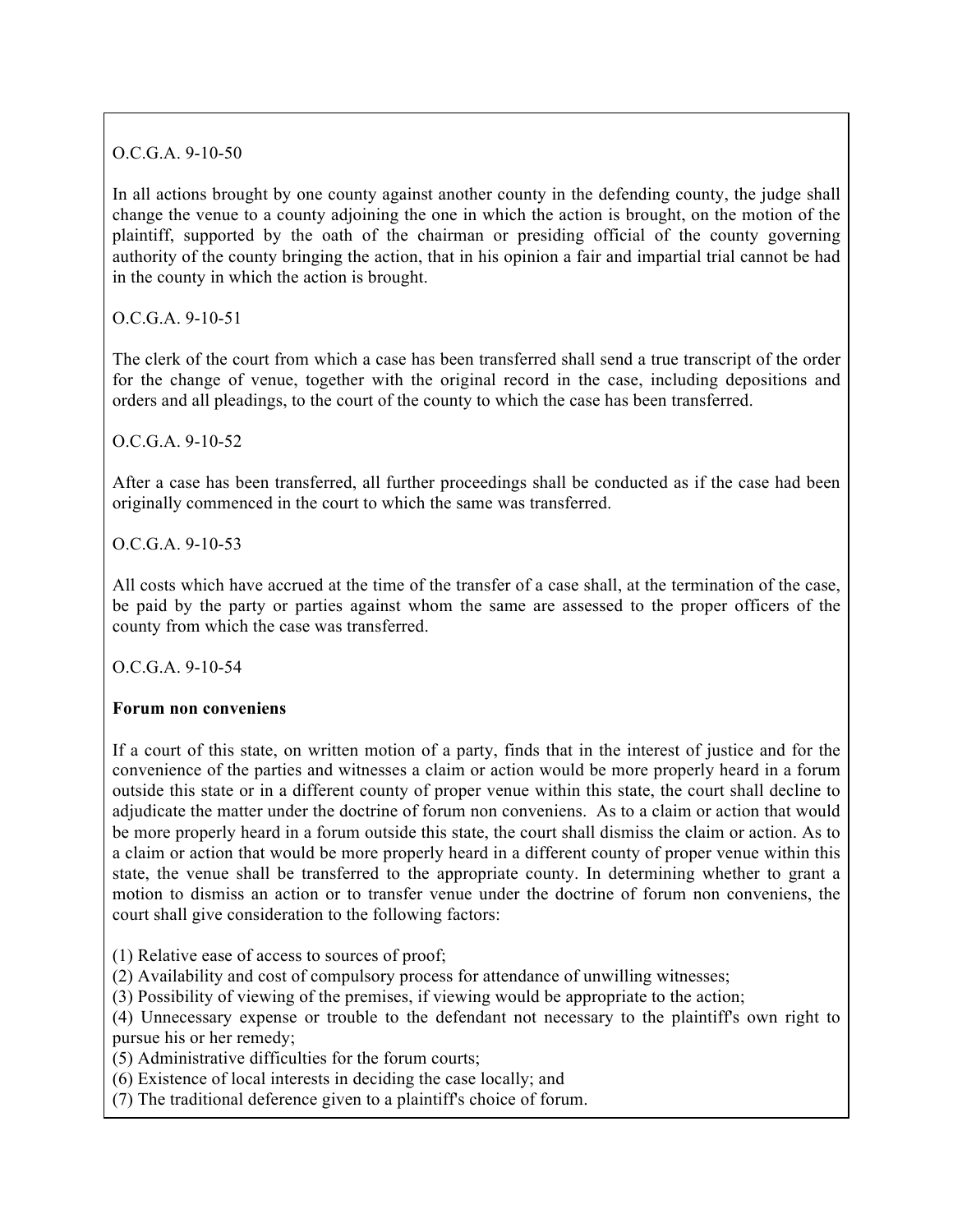O.C.G.A. 9-10-50

In all actions brought by one county against another county in the defending county, the judge shall change the venue to a county adjoining the one in which the action is brought, on the motion of the plaintiff, supported by the oath of the chairman or presiding official of the county governing authority of the county bringing the action, that in his opinion a fair and impartial trial cannot be had in the county in which the action is brought.

O.C.G.A. 9-10-51

The clerk of the court from which a case has been transferred shall send a true transcript of the order for the change of venue, together with the original record in the case, including depositions and orders and all pleadings, to the court of the county to which the case has been transferred.

O.C.G.A. 9-10-52

After a case has been transferred, all further proceedings shall be conducted as if the case had been originally commenced in the court to which the same was transferred.

O.C.G.A. 9-10-53

All costs which have accrued at the time of the transfer of a case shall, at the termination of the case, be paid by the party or parties against whom the same are assessed to the proper officers of the county from which the case was transferred.

O.C.G.A. 9-10-54

**Forum non conveniens**

If a court of this state, on written motion of a party, finds that in the interest of justice and for the convenience of the parties and witnesses a claim or action would be more properly heard in a forum outside this state or in a different county of proper venue within this state, the court shall decline to adjudicate the matter under the doctrine of forum non conveniens. As to a claim or action that would be more properly heard in a forum outside this state, the court shall dismiss the claim or action. As to a claim or action that would be more properly heard in a different county of proper venue within this state, the venue shall be transferred to the appropriate county. In determining whether to grant a motion to dismiss an action or to transfer venue under the doctrine of forum non conveniens, the court shall give consideration to the following factors:

(1) Relative ease of access to sources of proof;
(2) Availability and cost of compulsory process for attendance of unwilling witnesses;
(3) Possibility of viewing of the premises, if viewing would be appropriate to the action;
(4) Unnecessary expense or trouble to the defendant not necessary to the plaintiff's own right to pursue his or her remedy;
(5) Administrative difficulties for the forum courts;
(6) Existence of local interests in deciding the case locally; and
(7) The traditional deference given to a plaintiff's choice of forum.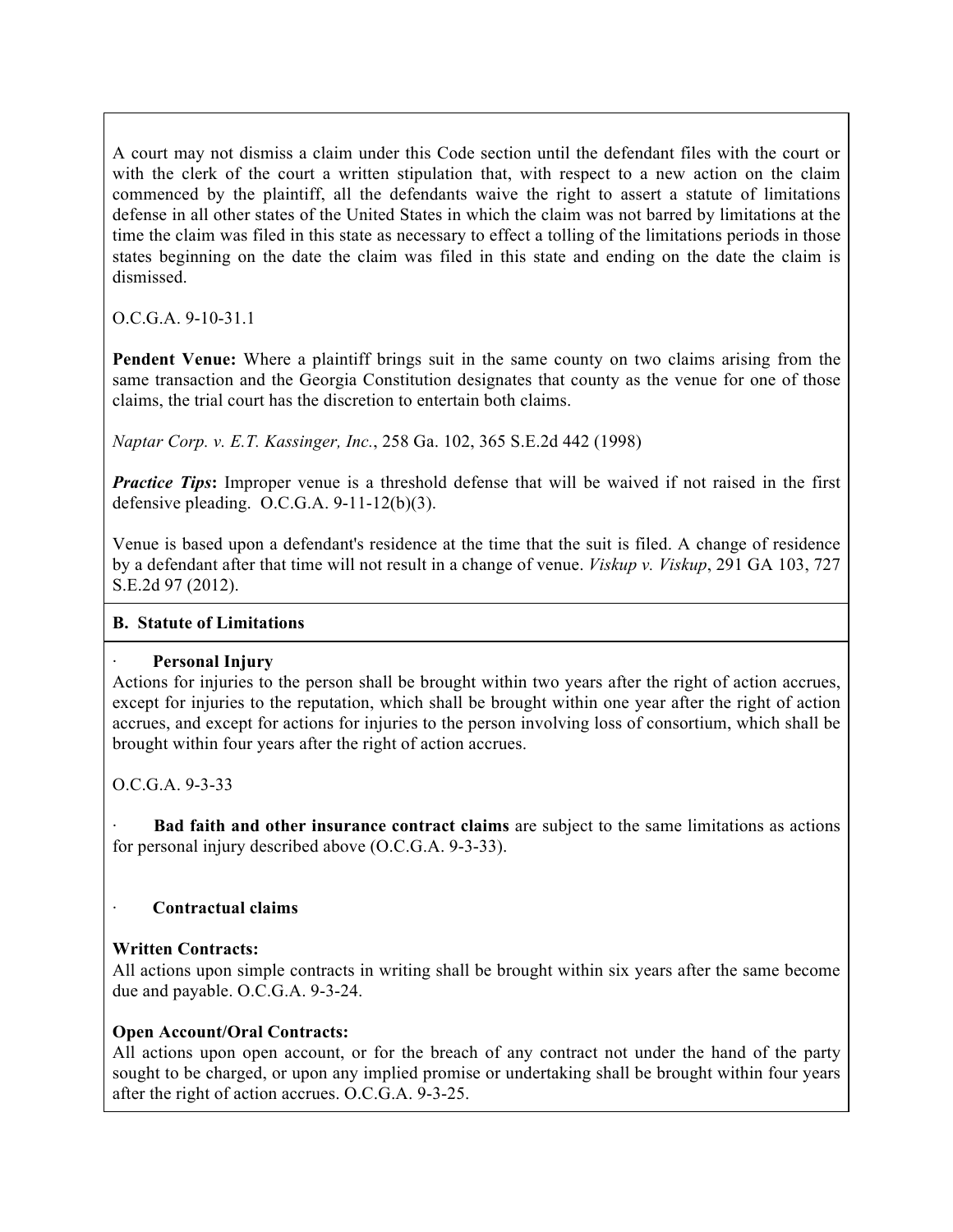A court may not dismiss a claim under this Code section until the defendant files with the court or with the clerk of the court a written stipulation that, with respect to a new action on the claim commenced by the plaintiff, all the defendants waive the right to assert a statute of limitations defense in all other states of the United States in which the claim was not barred by limitations at the time the claim was filed in this state as necessary to effect a tolling of the limitations periods in those states beginning on the date the claim was filed in this state and ending on the date the claim is dismissed.

O.C.G.A. 9-10-31.1

**Pendent Venue:** Where a plaintiff brings suit in the same county on two claims arising from the same transaction and the Georgia Constitution designates that county as the venue for one of those claims, the trial court has the discretion to entertain both claims.

*Naptar Corp. v. E.T. Kassinger, Inc.*, 258 Ga. 102, 365 S.E.2d 442 (1998)

***Practice Tips*:** Improper venue is a threshold defense that will be waived if not raised in the first defensive pleading. O.C.G.A. 9-11-12(b)(3).

Venue is based upon a defendant's residence at the time that the suit is filed. A change of residence by a defendant after that time will not result in a change of venue. *Viskup v. Viskup*, 291 GA 103, 727 S.E.2d 97 (2012).

## B. Statute of Limitations

· **Personal Injury**
Actions for injuries to the person shall be brought within two years after the right of action accrues, except for injuries to the reputation, which shall be brought within one year after the right of action accrues, and except for actions for injuries to the person involving loss of consortium, which shall be brought within four years after the right of action accrues.

O.C.G.A. 9-3-33

· **Bad faith and other insurance contract claims** are subject to the same limitations as actions for personal injury described above (O.C.G.A. 9-3-33).

· **Contractual claims**

**Written Contracts:**
All actions upon simple contracts in writing shall be brought within six years after the same become due and payable. O.C.G.A. 9-3-24.

**Open Account/Oral Contracts:**
All actions upon open account, or for the breach of any contract not under the hand of the party sought to be charged, or upon any implied promise or undertaking shall be brought within four years after the right of action accrues. O.C.G.A. 9-3-25.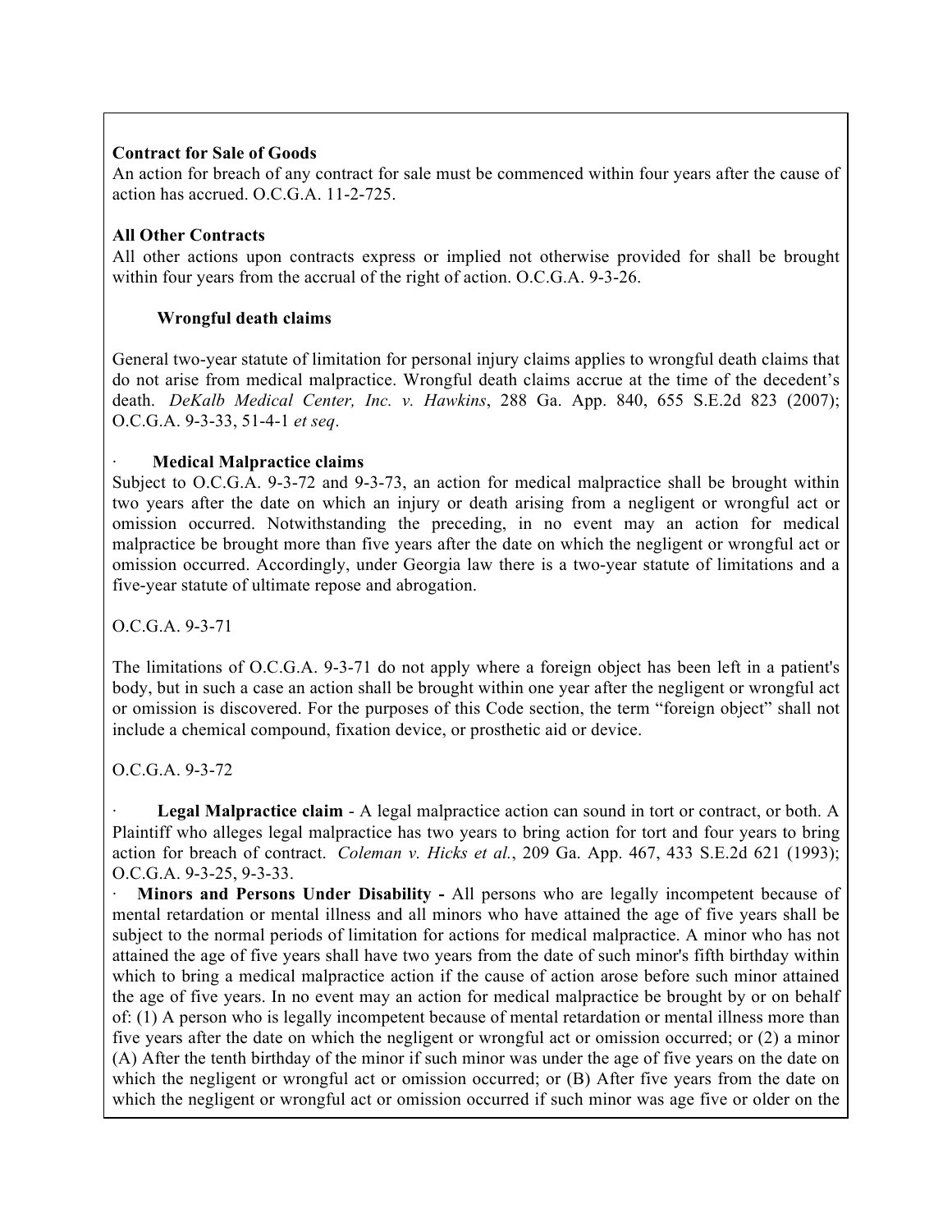**Contract for Sale of Goods**
An action for breach of any contract for sale must be commenced within four years after the cause of action has accrued. O.C.G.A. 11-2-725.

**All Other Contracts**
All other actions upon contracts express or implied not otherwise provided for shall be brought within four years from the accrual of the right of action. O.C.G.A. 9-3-26.

**Wrongful death claims**

General two-year statute of limitation for personal injury claims applies to wrongful death claims that do not arise from medical malpractice. Wrongful death claims accrue at the time of the decedent's death. *DeKalb Medical Center, Inc. v. Hawkins*, 288 Ga. App. 840, 655 S.E.2d 823 (2007); O.C.G.A. 9-3-33, 51-4-1 *et seq*.

· **Medical Malpractice claims**
Subject to O.C.G.A. 9-3-72 and 9-3-73, an action for medical malpractice shall be brought within two years after the date on which an injury or death arising from a negligent or wrongful act or omission occurred. Notwithstanding the preceding, in no event may an action for medical malpractice be brought more than five years after the date on which the negligent or wrongful act or omission occurred. Accordingly, under Georgia law there is a two-year statute of limitations and a five-year statute of ultimate repose and abrogation.

O.C.G.A. 9-3-71

The limitations of O.C.G.A. 9-3-71 do not apply where a foreign object has been left in a patient's body, but in such a case an action shall be brought within one year after the negligent or wrongful act or omission is discovered. For the purposes of this Code section, the term "foreign object" shall not include a chemical compound, fixation device, or prosthetic aid or device.

O.C.G.A. 9-3-72

· **Legal Malpractice claim** - A legal malpractice action can sound in tort or contract, or both. A Plaintiff who alleges legal malpractice has two years to bring action for tort and four years to bring action for breach of contract. *Coleman v. Hicks et al.*, 209 Ga. App. 467, 433 S.E.2d 621 (1993); O.C.G.A. 9-3-25, 9-3-33.

· **Minors and Persons Under Disability -** All persons who are legally incompetent because of mental retardation or mental illness and all minors who have attained the age of five years shall be subject to the normal periods of limitation for actions for medical malpractice. A minor who has not attained the age of five years shall have two years from the date of such minor's fifth birthday within which to bring a medical malpractice action if the cause of action arose before such minor attained the age of five years. In no event may an action for medical malpractice be brought by or on behalf of: (1) A person who is legally incompetent because of mental retardation or mental illness more than five years after the date on which the negligent or wrongful act or omission occurred; or (2) a minor (A) After the tenth birthday of the minor if such minor was under the age of five years on the date on which the negligent or wrongful act or omission occurred; or (B) After five years from the date on which the negligent or wrongful act or omission occurred if such minor was age five or older on the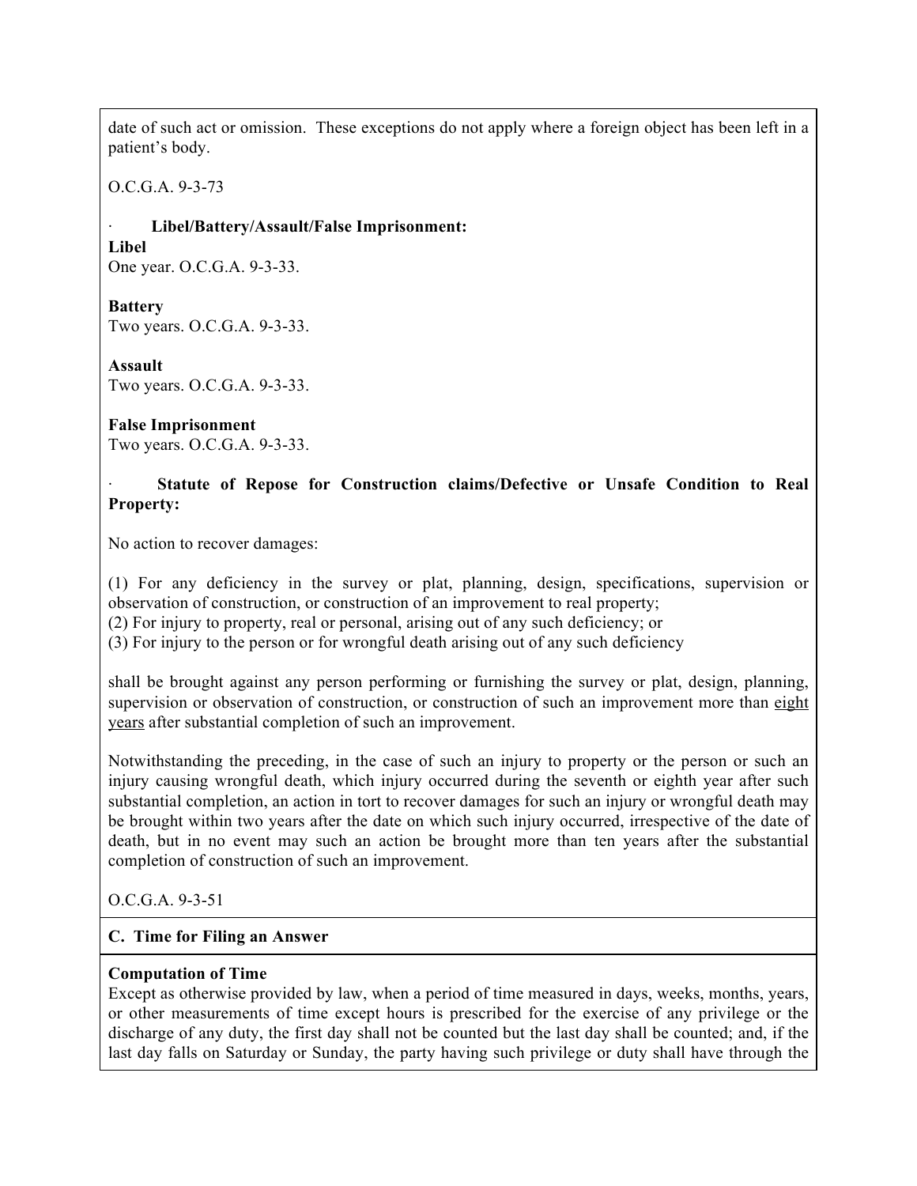date of such act or omission. These exceptions do not apply where a foreign object has been left in a patient's body.

O.C.G.A. 9-3-73

· **Libel/Battery/Assault/False Imprisonment:**

**Libel**
One year. O.C.G.A. 9-3-33.

**Battery**
Two years. O.C.G.A. 9-3-33.

**Assault**
Two years. O.C.G.A. 9-3-33.

**False Imprisonment**
Two years. O.C.G.A. 9-3-33.

· **Statute of Repose for Construction claims/Defective or Unsafe Condition to Real Property:**

No action to recover damages:

(1) For any deficiency in the survey or plat, planning, design, specifications, supervision or observation of construction, or construction of an improvement to real property;
(2) For injury to property, real or personal, arising out of any such deficiency; or
(3) For injury to the person or for wrongful death arising out of any such deficiency

shall be brought against any person performing or furnishing the survey or plat, design, planning, supervision or observation of construction, or construction of such an improvement more than eight years after substantial completion of such an improvement.

Notwithstanding the preceding, in the case of such an injury to property or the person or such an injury causing wrongful death, which injury occurred during the seventh or eighth year after such substantial completion, an action in tort to recover damages for such an injury or wrongful death may be brought within two years after the date on which such injury occurred, irrespective of the date of death, but in no event may such an action be brought more than ten years after the substantial completion of construction of such an improvement.

O.C.G.A. 9-3-51

## C. Time for Filing an Answer

**Computation of Time**
Except as otherwise provided by law, when a period of time measured in days, weeks, months, years, or other measurements of time except hours is prescribed for the exercise of any privilege or the discharge of any duty, the first day shall not be counted but the last day shall be counted; and, if the last day falls on Saturday or Sunday, the party having such privilege or duty shall have through the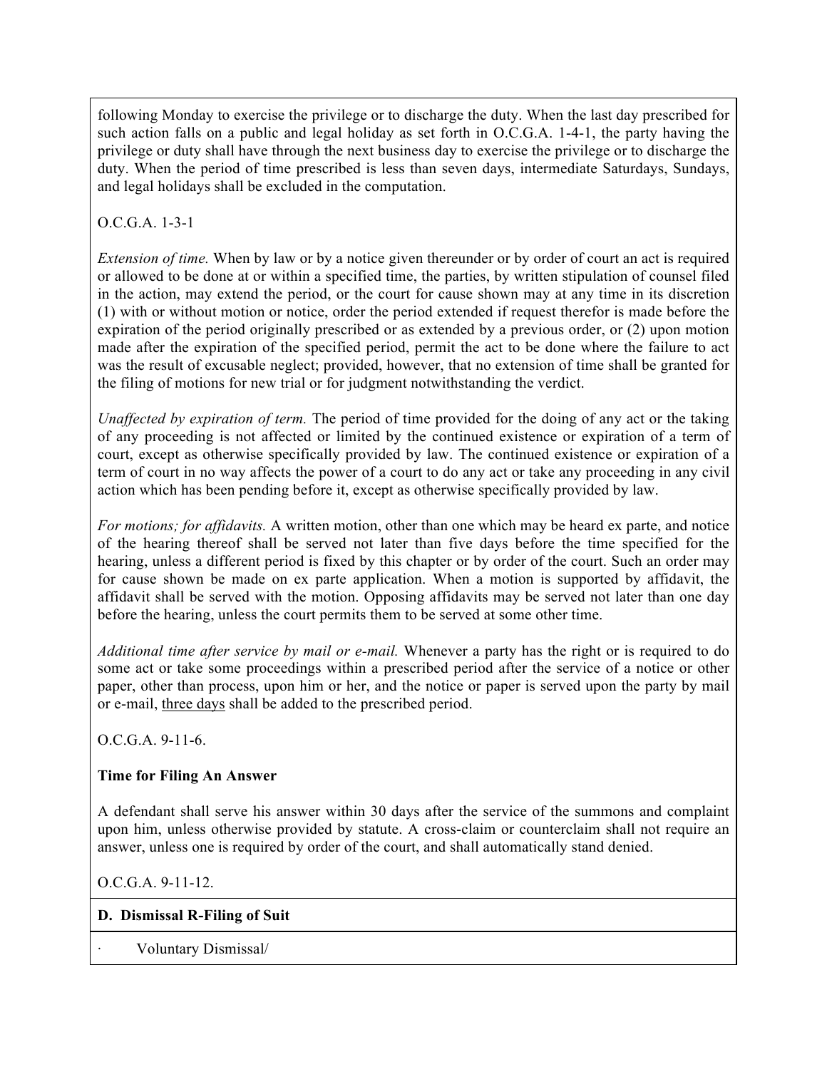following Monday to exercise the privilege or to discharge the duty. When the last day prescribed for such action falls on a public and legal holiday as set forth in O.C.G.A. 1-4-1, the party having the privilege or duty shall have through the next business day to exercise the privilege or to discharge the duty. When the period of time prescribed is less than seven days, intermediate Saturdays, Sundays, and legal holidays shall be excluded in the computation.

O.C.G.A. 1-3-1

*Extension of time.* When by law or by a notice given thereunder or by order of court an act is required or allowed to be done at or within a specified time, the parties, by written stipulation of counsel filed in the action, may extend the period, or the court for cause shown may at any time in its discretion (1) with or without motion or notice, order the period extended if request therefor is made before the expiration of the period originally prescribed or as extended by a previous order, or (2) upon motion made after the expiration of the specified period, permit the act to be done where the failure to act was the result of excusable neglect; provided, however, that no extension of time shall be granted for the filing of motions for new trial or for judgment notwithstanding the verdict.

*Unaffected by expiration of term.* The period of time provided for the doing of any act or the taking of any proceeding is not affected or limited by the continued existence or expiration of a term of court, except as otherwise specifically provided by law. The continued existence or expiration of a term of court in no way affects the power of a court to do any act or take any proceeding in any civil action which has been pending before it, except as otherwise specifically provided by law.

*For motions; for affidavits.* A written motion, other than one which may be heard ex parte, and notice of the hearing thereof shall be served not later than five days before the time specified for the hearing, unless a different period is fixed by this chapter or by order of the court. Such an order may for cause shown be made on ex parte application. When a motion is supported by affidavit, the affidavit shall be served with the motion. Opposing affidavits may be served not later than one day before the hearing, unless the court permits them to be served at some other time.

*Additional time after service by mail or e-mail.* Whenever a party has the right or is required to do some act or take some proceedings within a prescribed period after the service of a notice or other paper, other than process, upon him or her, and the notice or paper is served upon the party by mail or e-mail, <u>three days</u> shall be added to the prescribed period.

O.C.G.A. 9-11-6.

**Time for Filing An Answer**

A defendant shall serve his answer within 30 days after the service of the summons and complaint upon him, unless otherwise provided by statute. A cross-claim or counterclaim shall not require an answer, unless one is required by order of the court, and shall automatically stand denied.

O.C.G.A. 9-11-12.

**D. Dismissal R-Filing of Suit**

· Voluntary Dismissal/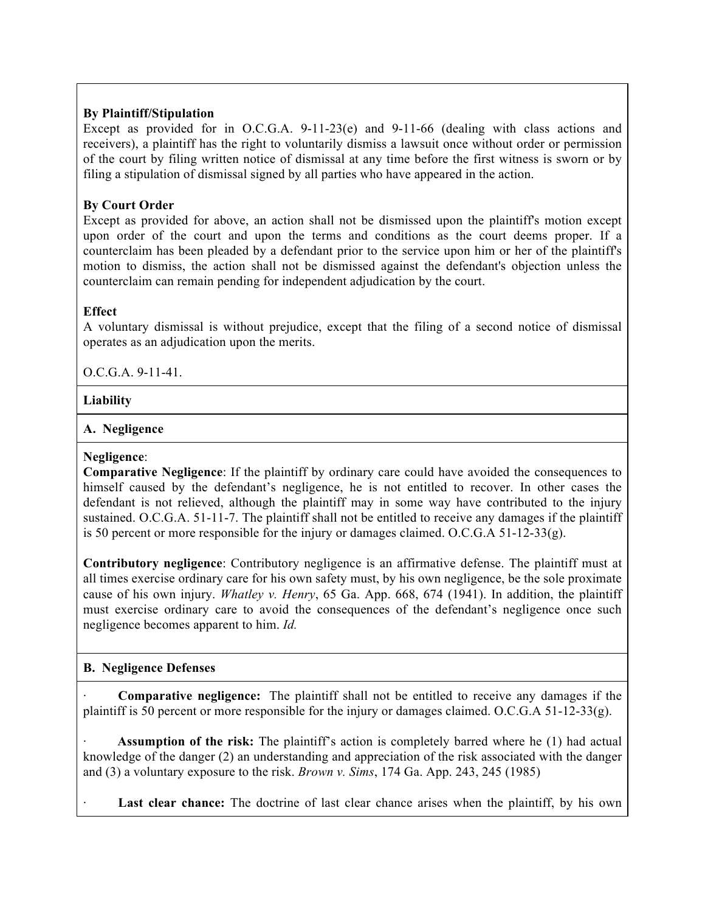**By Plaintiff/Stipulation**
Except as provided for in O.C.G.A. 9-11-23(e) and 9-11-66 (dealing with class actions and receivers), a plaintiff has the right to voluntarily dismiss a lawsuit once without order or permission of the court by filing written notice of dismissal at any time before the first witness is sworn or by filing a stipulation of dismissal signed by all parties who have appeared in the action.

**By Court Order**
Except as provided for above, an action shall not be dismissed upon the plaintiff's motion except upon order of the court and upon the terms and conditions as the court deems proper. If a counterclaim has been pleaded by a defendant prior to the service upon him or her of the plaintiff's motion to dismiss, the action shall not be dismissed against the defendant's objection unless the counterclaim can remain pending for independent adjudication by the court.

**Effect**
A voluntary dismissal is without prejudice, except that the filing of a second notice of dismissal operates as an adjudication upon the merits.

O.C.G.A. 9-11-41.

**Liability**

**A. Negligence**

**Negligence**:
**Comparative Negligence**: If the plaintiff by ordinary care could have avoided the consequences to himself caused by the defendant's negligence, he is not entitled to recover. In other cases the defendant is not relieved, although the plaintiff may in some way have contributed to the injury sustained. O.C.G.A. 51-11-7. The plaintiff shall not be entitled to receive any damages if the plaintiff is 50 percent or more responsible for the injury or damages claimed. O.C.G.A 51-12-33(g).

**Contributory negligence**: Contributory negligence is an affirmative defense. The plaintiff must at all times exercise ordinary care for his own safety must, by his own negligence, be the sole proximate cause of his own injury. *Whatley v. Henry*, 65 Ga. App. 668, 674 (1941). In addition, the plaintiff must exercise ordinary care to avoid the consequences of the defendant's negligence once such negligence becomes apparent to him. *Id.*

**B. Negligence Defenses**

- **Comparative negligence:** The plaintiff shall not be entitled to receive any damages if the plaintiff is 50 percent or more responsible for the injury or damages claimed. O.C.G.A 51-12-33(g).

- **Assumption of the risk:** The plaintiff's action is completely barred where he (1) had actual knowledge of the danger (2) an understanding and appreciation of the risk associated with the danger and (3) a voluntary exposure to the risk. *Brown v. Sims*, 174 Ga. App. 243, 245 (1985)

- **Last clear chance:** The doctrine of last clear chance arises when the plaintiff, by his own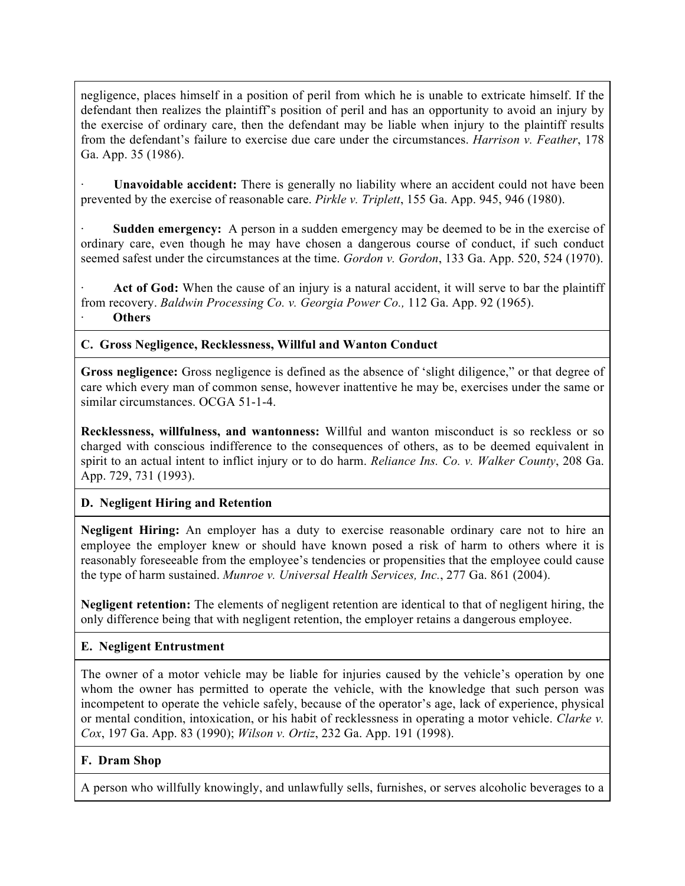negligence, places himself in a position of peril from which he is unable to extricate himself. If the defendant then realizes the plaintiff's position of peril and has an opportunity to avoid an injury by the exercise of ordinary care, then the defendant may be liable when injury to the plaintiff results from the defendant's failure to exercise due care under the circumstances. *Harrison v. Feather*, 178 Ga. App. 35 (1986).

- **Unavoidable accident:** There is generally no liability where an accident could not have been prevented by the exercise of reasonable care. *Pirkle v. Triplett*, 155 Ga. App. 945, 946 (1980).

- **Sudden emergency:** A person in a sudden emergency may be deemed to be in the exercise of ordinary care, even though he may have chosen a dangerous course of conduct, if such conduct seemed safest under the circumstances at the time. *Gordon v. Gordon*, 133 Ga. App. 520, 524 (1970).

- **Act of God:** When the cause of an injury is a natural accident, it will serve to bar the plaintiff from recovery. *Baldwin Processing Co. v. Georgia Power Co.,* 112 Ga. App. 92 (1965).
- **Others**

**C. Gross Negligence, Recklessness, Willful and Wanton Conduct**

**Gross negligence:** Gross negligence is defined as the absence of 'slight diligence," or that degree of care which every man of common sense, however inattentive he may be, exercises under the same or similar circumstances. OCGA 51-1-4.

**Recklessness, willfulness, and wantonness:** Willful and wanton misconduct is so reckless or so charged with conscious indifference to the consequences of others, as to be deemed equivalent in spirit to an actual intent to inflict injury or to do harm. *Reliance Ins. Co. v. Walker County*, 208 Ga. App. 729, 731 (1993).

**D. Negligent Hiring and Retention**

**Negligent Hiring:** An employer has a duty to exercise reasonable ordinary care not to hire an employee the employer knew or should have known posed a risk of harm to others where it is reasonably foreseeable from the employee's tendencies or propensities that the employee could cause the type of harm sustained. *Munroe v. Universal Health Services, Inc.*, 277 Ga. 861 (2004).

**Negligent retention:** The elements of negligent retention are identical to that of negligent hiring, the only difference being that with negligent retention, the employer retains a dangerous employee.

**E. Negligent Entrustment**

The owner of a motor vehicle may be liable for injuries caused by the vehicle's operation by one whom the owner has permitted to operate the vehicle, with the knowledge that such person was incompetent to operate the vehicle safely, because of the operator's age, lack of experience, physical or mental condition, intoxication, or his habit of recklessness in operating a motor vehicle. *Clarke v. Cox*, 197 Ga. App. 83 (1990); *Wilson v. Ortiz*, 232 Ga. App. 191 (1998).

**F. Dram Shop**

A person who willfully knowingly, and unlawfully sells, furnishes, or serves alcoholic beverages to a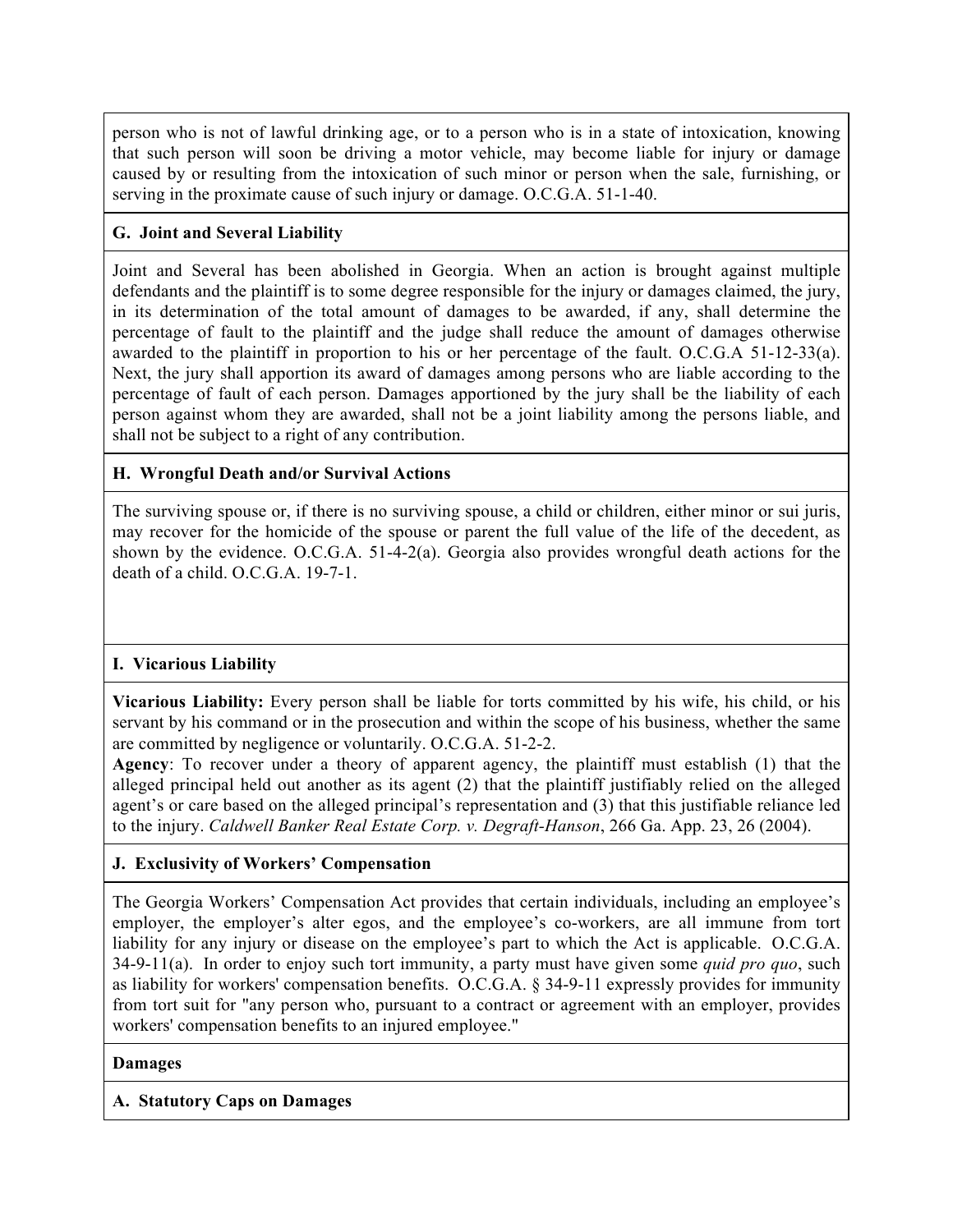person who is not of lawful drinking age, or to a person who is in a state of intoxication, knowing that such person will soon be driving a motor vehicle, may become liable for injury or damage caused by or resulting from the intoxication of such minor or person when the sale, furnishing, or serving in the proximate cause of such injury or damage. O.C.G.A. 51-1-40.

**G. Joint and Several Liability**

Joint and Several has been abolished in Georgia. When an action is brought against multiple defendants and the plaintiff is to some degree responsible for the injury or damages claimed, the jury, in its determination of the total amount of damages to be awarded, if any, shall determine the percentage of fault to the plaintiff and the judge shall reduce the amount of damages otherwise awarded to the plaintiff in proportion to his or her percentage of the fault. O.C.G.A 51-12-33(a). Next, the jury shall apportion its award of damages among persons who are liable according to the percentage of fault of each person. Damages apportioned by the jury shall be the liability of each person against whom they are awarded, shall not be a joint liability among the persons liable, and shall not be subject to a right of any contribution.

**H. Wrongful Death and/or Survival Actions**

The surviving spouse or, if there is no surviving spouse, a child or children, either minor or sui juris, may recover for the homicide of the spouse or parent the full value of the life of the decedent, as shown by the evidence. O.C.G.A. 51-4-2(a). Georgia also provides wrongful death actions for the death of a child. O.C.G.A. 19-7-1.

**I. Vicarious Liability**

**Vicarious Liability:** Every person shall be liable for torts committed by his wife, his child, or his servant by his command or in the prosecution and within the scope of his business, whether the same are committed by negligence or voluntarily. O.C.G.A. 51-2-2.

**Agency**: To recover under a theory of apparent agency, the plaintiff must establish (1) that the alleged principal held out another as its agent (2) that the plaintiff justifiably relied on the alleged agent's or care based on the alleged principal's representation and (3) that this justifiable reliance led to the injury. *Caldwell Banker Real Estate Corp. v. Degraft-Hanson*, 266 Ga. App. 23, 26 (2004).

**J. Exclusivity of Workers' Compensation**

The Georgia Workers' Compensation Act provides that certain individuals, including an employee's employer, the employer's alter egos, and the employee's co-workers, are all immune from tort liability for any injury or disease on the employee's part to which the Act is applicable. O.C.G.A. 34-9-11(a). In order to enjoy such tort immunity, a party must have given some *quid pro quo*, such as liability for workers' compensation benefits. O.C.G.A. § 34-9-11 expressly provides for immunity from tort suit for "any person who, pursuant to a contract or agreement with an employer, provides workers' compensation benefits to an injured employee."

**Damages**

**A. Statutory Caps on Damages**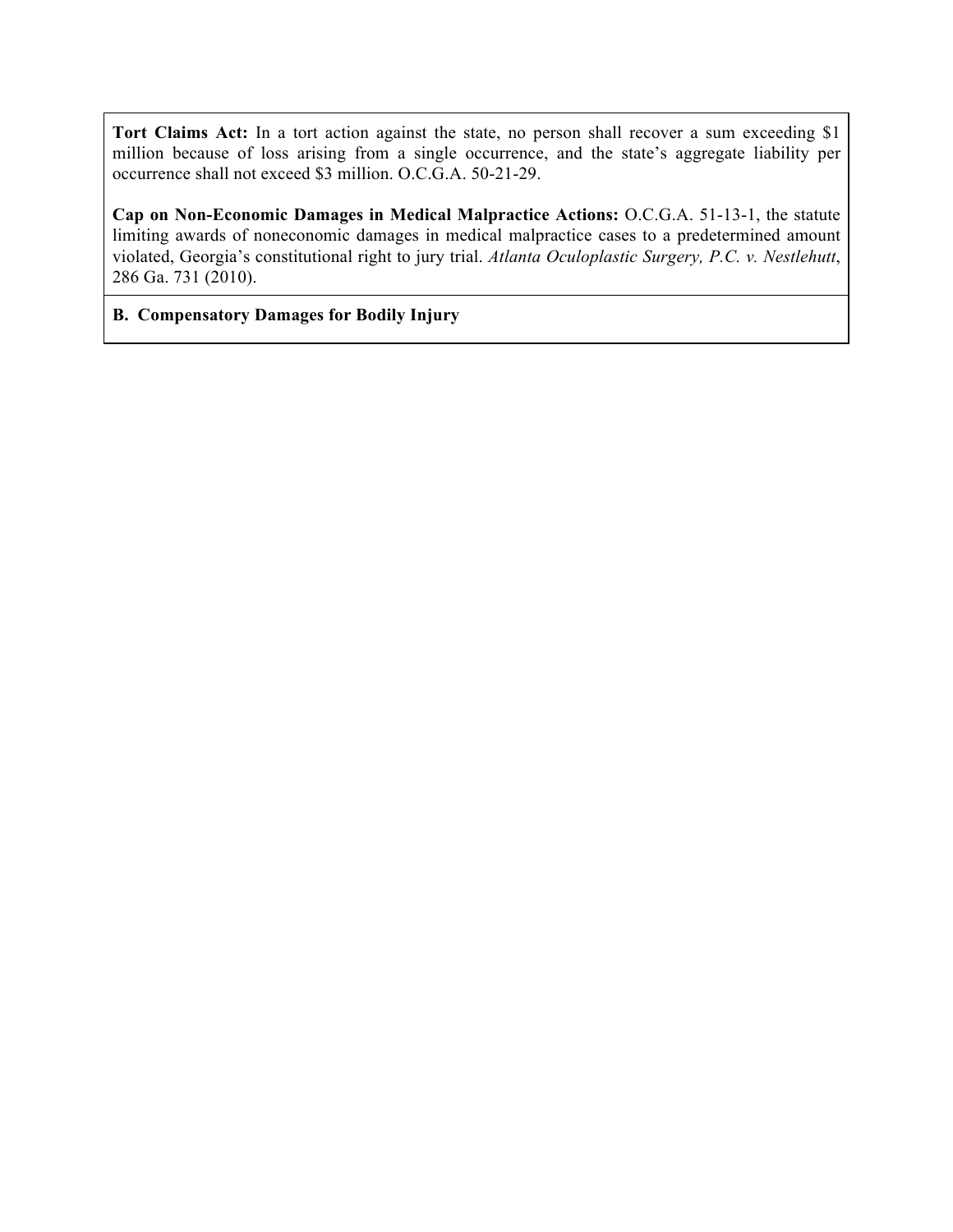**Tort Claims Act:** In a tort action against the state, no person shall recover a sum exceeding $1 million because of loss arising from a single occurrence, and the state's aggregate liability per occurrence shall not exceed $3 million. O.C.G.A. 50-21-29.

**Cap on Non-Economic Damages in Medical Malpractice Actions:** O.C.G.A. 51-13-1, the statute limiting awards of noneconomic damages in medical malpractice cases to a predetermined amount violated, Georgia's constitutional right to jury trial. *Atlanta Oculoplastic Surgery, P.C. v. Nestlehutt*, 286 Ga. 731 (2010).

**B. Compensatory Damages for Bodily Injury**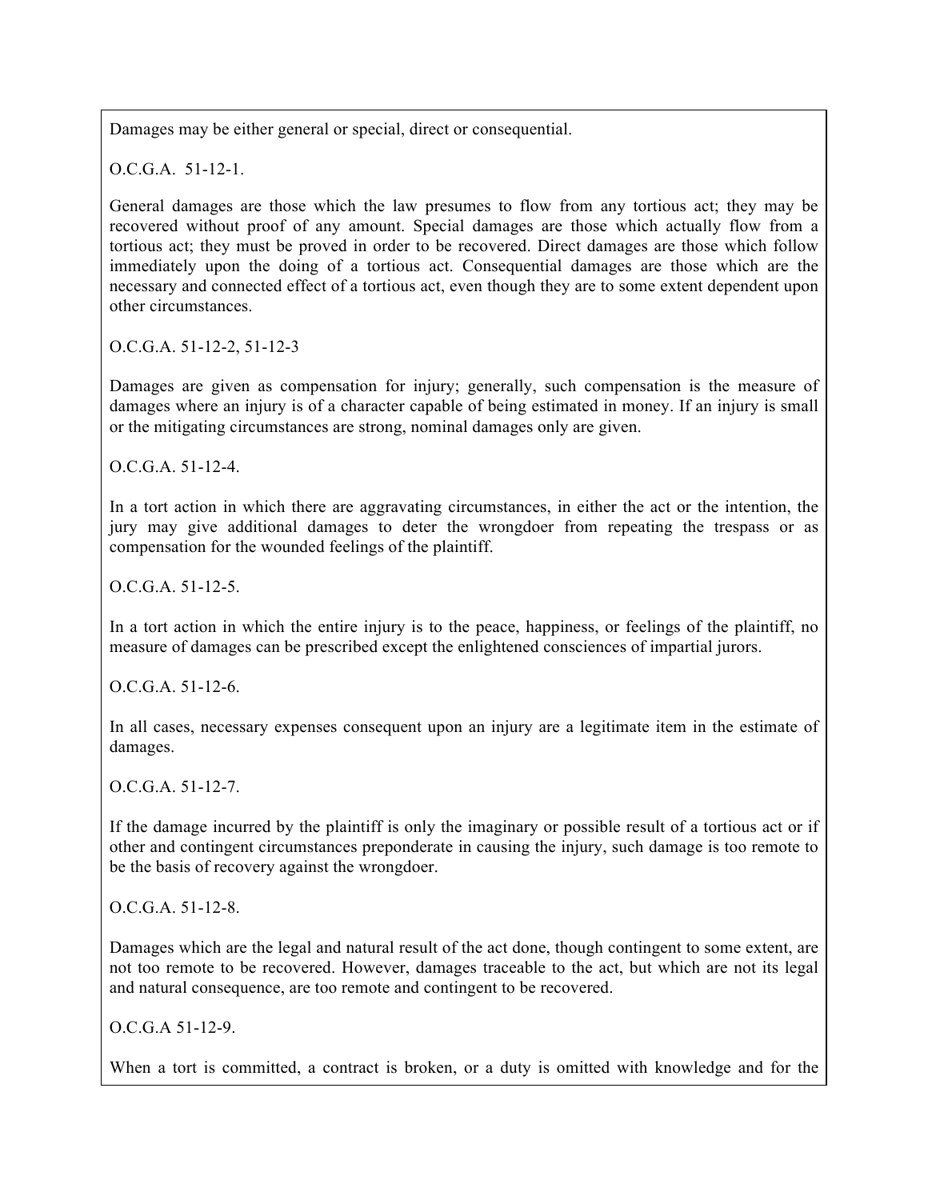Damages may be either general or special, direct or consequential.

O.C.G.A. 51-12-1.

General damages are those which the law presumes to flow from any tortious act; they may be recovered without proof of any amount. Special damages are those which actually flow from a tortious act; they must be proved in order to be recovered. Direct damages are those which follow immediately upon the doing of a tortious act. Consequential damages are those which are the necessary and connected effect of a tortious act, even though they are to some extent dependent upon other circumstances.

O.C.G.A. 51-12-2, 51-12-3

Damages are given as compensation for injury; generally, such compensation is the measure of damages where an injury is of a character capable of being estimated in money. If an injury is small or the mitigating circumstances are strong, nominal damages only are given.

O.C.G.A. 51-12-4.

In a tort action in which there are aggravating circumstances, in either the act or the intention, the jury may give additional damages to deter the wrongdoer from repeating the trespass or as compensation for the wounded feelings of the plaintiff.

O.C.G.A. 51-12-5.

In a tort action in which the entire injury is to the peace, happiness, or feelings of the plaintiff, no measure of damages can be prescribed except the enlightened consciences of impartial jurors.

O.C.G.A. 51-12-6.

In all cases, necessary expenses consequent upon an injury are a legitimate item in the estimate of damages.

O.C.G.A. 51-12-7.

If the damage incurred by the plaintiff is only the imaginary or possible result of a tortious act or if other and contingent circumstances preponderate in causing the injury, such damage is too remote to be the basis of recovery against the wrongdoer.

O.C.G.A. 51-12-8.

Damages which are the legal and natural result of the act done, though contingent to some extent, are not too remote to be recovered. However, damages traceable to the act, but which are not its legal and natural consequence, are too remote and contingent to be recovered.

O.C.G.A 51-12-9.

When a tort is committed, a contract is broken, or a duty is omitted with knowledge and for the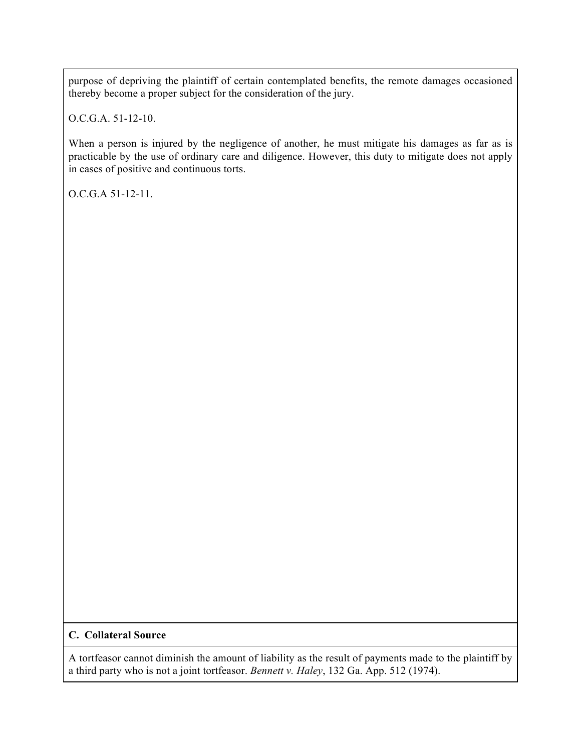purpose of depriving the plaintiff of certain contemplated benefits, the remote damages occasioned thereby become a proper subject for the consideration of the jury.

O.C.G.A. 51-12-10.

When a person is injured by the negligence of another, he must mitigate his damages as far as is practicable by the use of ordinary care and diligence. However, this duty to mitigate does not apply in cases of positive and continuous torts.

O.C.G.A 51-12-11.

**C. Collateral Source**

A tortfeasor cannot diminish the amount of liability as the result of payments made to the plaintiff by a third party who is not a joint tortfeasor. *Bennett v. Haley*, 132 Ga. App. 512 (1974).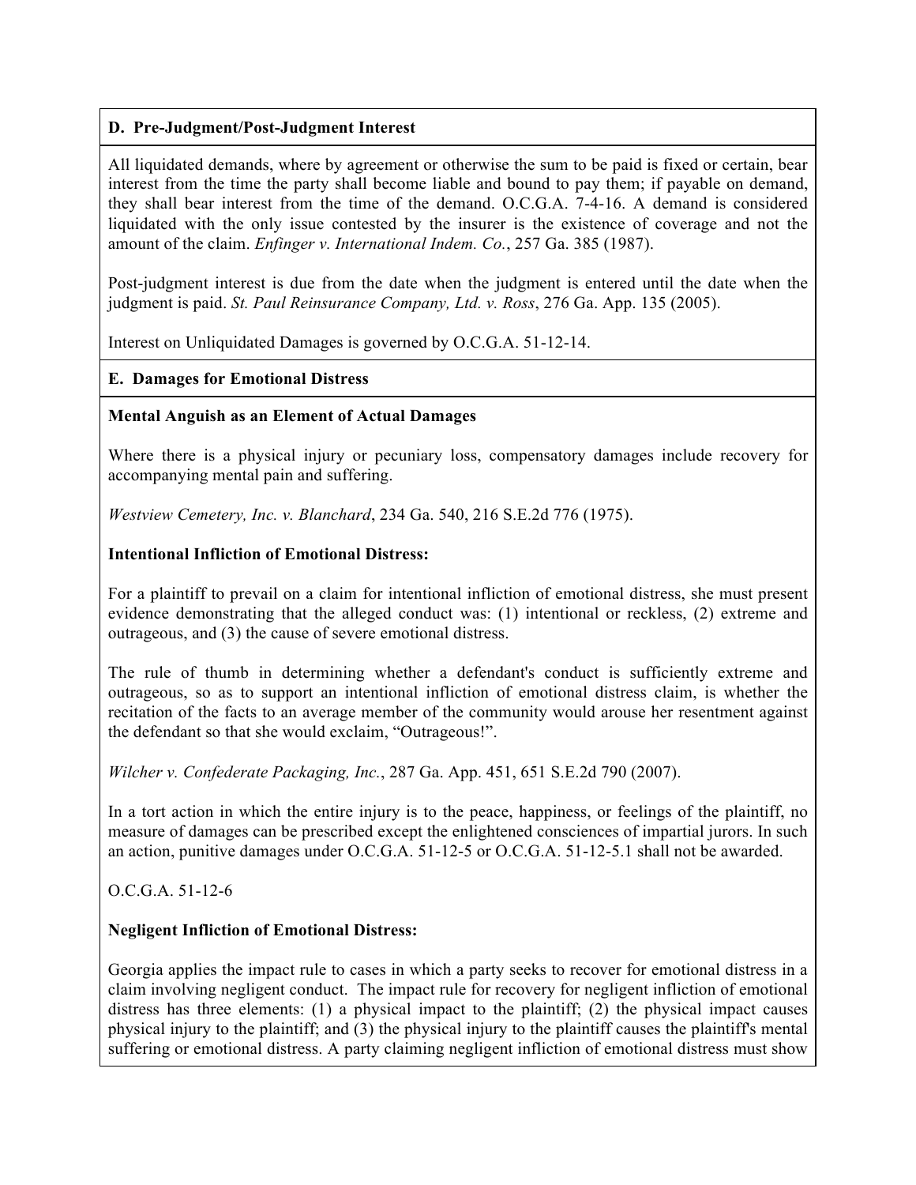### D. Pre-Judgment/Post-Judgment Interest

All liquidated demands, where by agreement or otherwise the sum to be paid is fixed or certain, bear interest from the time the party shall become liable and bound to pay them; if payable on demand, they shall bear interest from the time of the demand. O.C.G.A. 7-4-16. A demand is considered liquidated with the only issue contested by the insurer is the existence of coverage and not the amount of the claim. *Enfinger v. International Indem. Co.*, 257 Ga. 385 (1987).

Post-judgment interest is due from the date when the judgment is entered until the date when the judgment is paid. *St. Paul Reinsurance Company, Ltd. v. Ross*, 276 Ga. App. 135 (2005).

Interest on Unliquidated Damages is governed by O.C.G.A. 51-12-14.

### E. Damages for Emotional Distress

**Mental Anguish as an Element of Actual Damages**

Where there is a physical injury or pecuniary loss, compensatory damages include recovery for accompanying mental pain and suffering.

*Westview Cemetery, Inc. v. Blanchard*, 234 Ga. 540, 216 S.E.2d 776 (1975).

**Intentional Infliction of Emotional Distress:**

For a plaintiff to prevail on a claim for intentional infliction of emotional distress, she must present evidence demonstrating that the alleged conduct was: (1) intentional or reckless, (2) extreme and outrageous, and (3) the cause of severe emotional distress.

The rule of thumb in determining whether a defendant's conduct is sufficiently extreme and outrageous, so as to support an intentional infliction of emotional distress claim, is whether the recitation of the facts to an average member of the community would arouse her resentment against the defendant so that she would exclaim, "Outrageous!".

*Wilcher v. Confederate Packaging, Inc.*, 287 Ga. App. 451, 651 S.E.2d 790 (2007).

In a tort action in which the entire injury is to the peace, happiness, or feelings of the plaintiff, no measure of damages can be prescribed except the enlightened consciences of impartial jurors. In such an action, punitive damages under O.C.G.A. 51-12-5 or O.C.G.A. 51-12-5.1 shall not be awarded.

O.C.G.A. 51-12-6

**Negligent Infliction of Emotional Distress:**

Georgia applies the impact rule to cases in which a party seeks to recover for emotional distress in a claim involving negligent conduct. The impact rule for recovery for negligent infliction of emotional distress has three elements: (1) a physical impact to the plaintiff; (2) the physical impact causes physical injury to the plaintiff; and (3) the physical injury to the plaintiff causes the plaintiff's mental suffering or emotional distress. A party claiming negligent infliction of emotional distress must show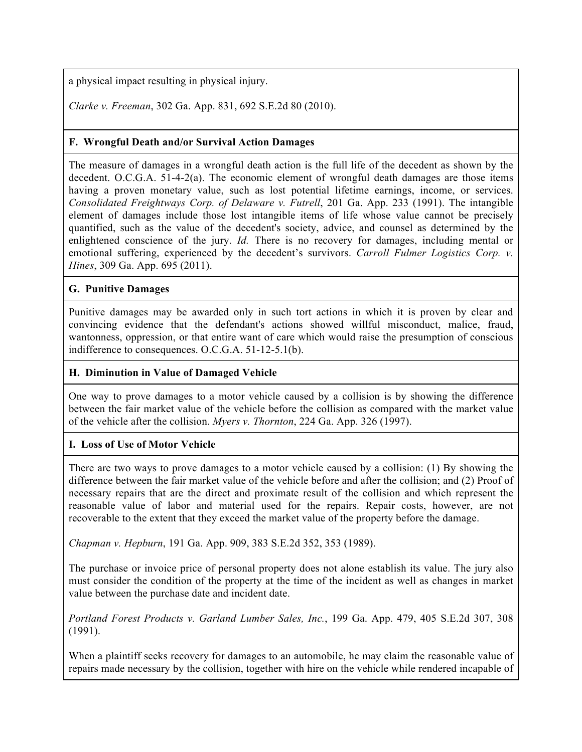a physical impact resulting in physical injury.

*Clarke v. Freeman*, 302 Ga. App. 831, 692 S.E.2d 80 (2010).

### F. Wrongful Death and/or Survival Action Damages

The measure of damages in a wrongful death action is the full life of the decedent as shown by the decedent. O.C.G.A. 51-4-2(a). The economic element of wrongful death damages are those items having a proven monetary value, such as lost potential lifetime earnings, income, or services. *Consolidated Freightways Corp. of Delaware v. Futrell*, 201 Ga. App. 233 (1991). The intangible element of damages include those lost intangible items of life whose value cannot be precisely quantified, such as the value of the decedent's society, advice, and counsel as determined by the enlightened conscience of the jury. *Id.* There is no recovery for damages, including mental or emotional suffering, experienced by the decedent's survivors. *Carroll Fulmer Logistics Corp. v. Hines*, 309 Ga. App. 695 (2011).

### G. Punitive Damages

Punitive damages may be awarded only in such tort actions in which it is proven by clear and convincing evidence that the defendant's actions showed willful misconduct, malice, fraud, wantonness, oppression, or that entire want of care which would raise the presumption of conscious indifference to consequences. O.C.G.A. 51-12-5.1(b).

### H. Diminution in Value of Damaged Vehicle

One way to prove damages to a motor vehicle caused by a collision is by showing the difference between the fair market value of the vehicle before the collision as compared with the market value of the vehicle after the collision. *Myers v. Thornton*, 224 Ga. App. 326 (1997).

### I. Loss of Use of Motor Vehicle

There are two ways to prove damages to a motor vehicle caused by a collision: (1) By showing the difference between the fair market value of the vehicle before and after the collision; and (2) Proof of necessary repairs that are the direct and proximate result of the collision and which represent the reasonable value of labor and material used for the repairs. Repair costs, however, are not recoverable to the extent that they exceed the market value of the property before the damage.

*Chapman v. Hepburn*, 191 Ga. App. 909, 383 S.E.2d 352, 353 (1989).

The purchase or invoice price of personal property does not alone establish its value. The jury also must consider the condition of the property at the time of the incident as well as changes in market value between the purchase date and incident date.

*Portland Forest Products v. Garland Lumber Sales, Inc.*, 199 Ga. App. 479, 405 S.E.2d 307, 308 (1991).

When a plaintiff seeks recovery for damages to an automobile, he may claim the reasonable value of repairs made necessary by the collision, together with hire on the vehicle while rendered incapable of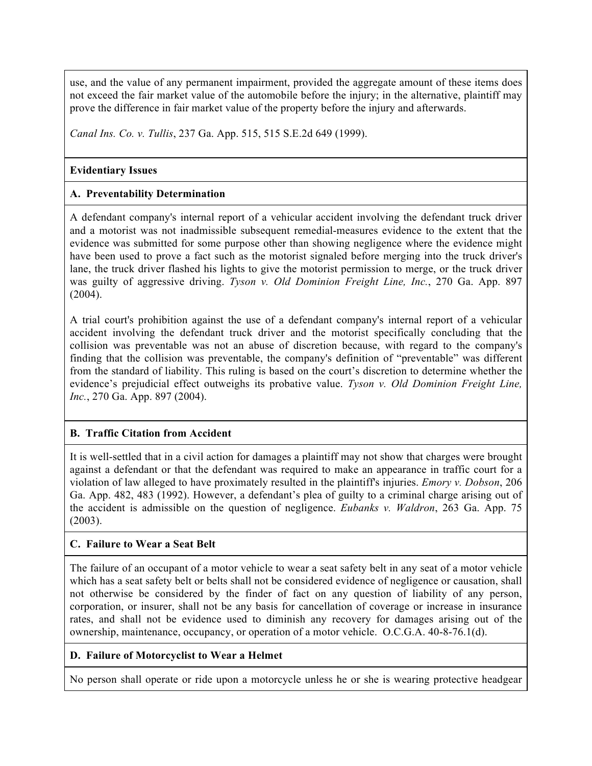use, and the value of any permanent impairment, provided the aggregate amount of these items does not exceed the fair market value of the automobile before the injury; in the alternative, plaintiff may prove the difference in fair market value of the property before the injury and afterwards.

*Canal Ins. Co. v. Tullis*, 237 Ga. App. 515, 515 S.E.2d 649 (1999).

## Evidentiary Issues

### A. Preventability Determination

A defendant company's internal report of a vehicular accident involving the defendant truck driver and a motorist was not inadmissible subsequent remedial-measures evidence to the extent that the evidence was submitted for some purpose other than showing negligence where the evidence might have been used to prove a fact such as the motorist signaled before merging into the truck driver's lane, the truck driver flashed his lights to give the motorist permission to merge, or the truck driver was guilty of aggressive driving. *Tyson v. Old Dominion Freight Line, Inc.*, 270 Ga. App. 897 (2004).

A trial court's prohibition against the use of a defendant company's internal report of a vehicular accident involving the defendant truck driver and the motorist specifically concluding that the collision was preventable was not an abuse of discretion because, with regard to the company's finding that the collision was preventable, the company's definition of "preventable" was different from the standard of liability. This ruling is based on the court's discretion to determine whether the evidence's prejudicial effect outweighs its probative value. *Tyson v. Old Dominion Freight Line, Inc.*, 270 Ga. App. 897 (2004).

### B. Traffic Citation from Accident

It is well-settled that in a civil action for damages a plaintiff may not show that charges were brought against a defendant or that the defendant was required to make an appearance in traffic court for a violation of law alleged to have proximately resulted in the plaintiff's injuries. *Emory v. Dobson*, 206 Ga. App. 482, 483 (1992). However, a defendant's plea of guilty to a criminal charge arising out of the accident is admissible on the question of negligence. *Eubanks v. Waldron*, 263 Ga. App. 75 (2003).

### C. Failure to Wear a Seat Belt

The failure of an occupant of a motor vehicle to wear a seat safety belt in any seat of a motor vehicle which has a seat safety belt or belts shall not be considered evidence of negligence or causation, shall not otherwise be considered by the finder of fact on any question of liability of any person, corporation, or insurer, shall not be any basis for cancellation of coverage or increase in insurance rates, and shall not be evidence used to diminish any recovery for damages arising out of the ownership, maintenance, occupancy, or operation of a motor vehicle. O.C.G.A. 40-8-76.1(d).

### D. Failure of Motorcyclist to Wear a Helmet

No person shall operate or ride upon a motorcycle unless he or she is wearing protective headgear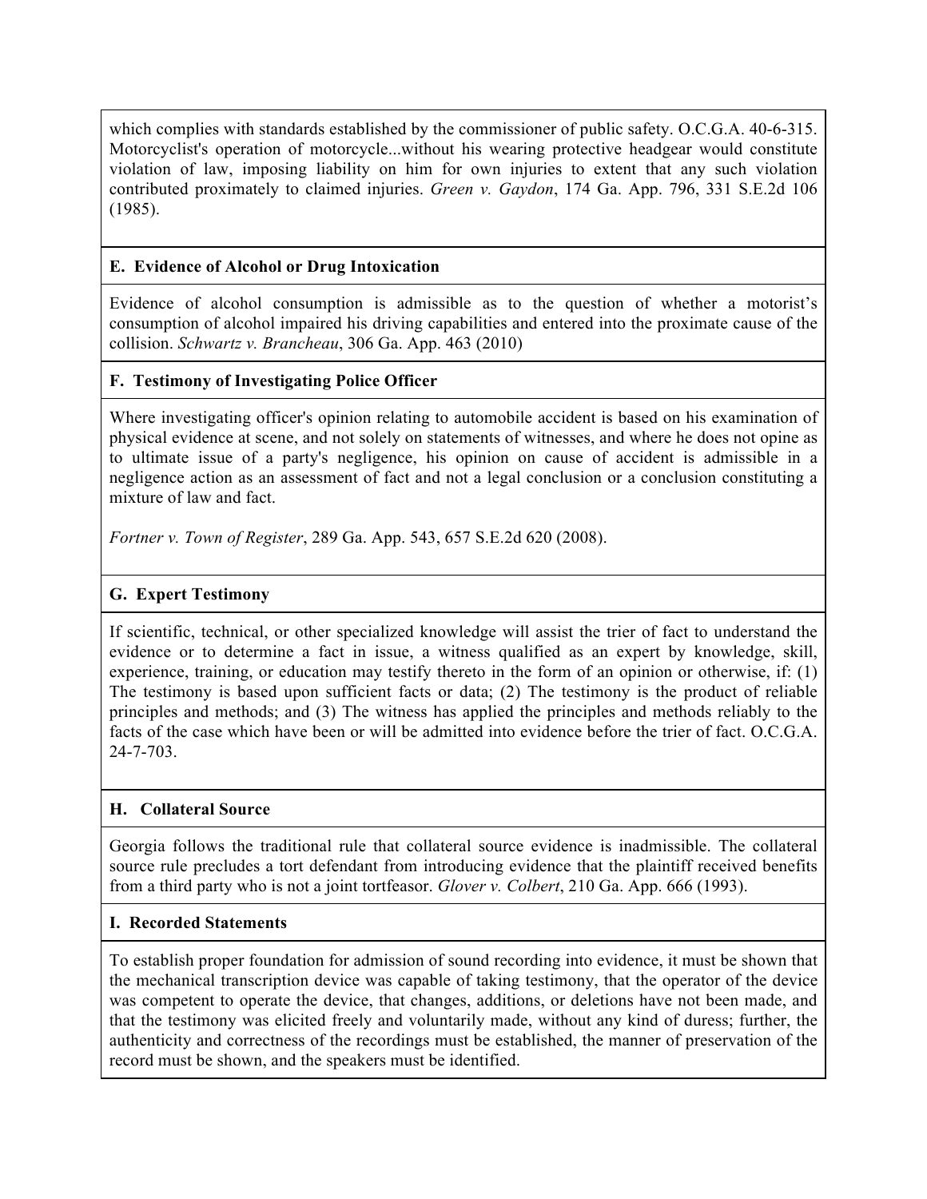which complies with standards established by the commissioner of public safety. O.C.G.A. 40-6-315. Motorcyclist's operation of motorcycle...without his wearing protective headgear would constitute violation of law, imposing liability on him for own injuries to extent that any such violation contributed proximately to claimed injuries. *Green v. Gaydon*, 174 Ga. App. 796, 331 S.E.2d 106 (1985).

**E. Evidence of Alcohol or Drug Intoxication**

Evidence of alcohol consumption is admissible as to the question of whether a motorist's consumption of alcohol impaired his driving capabilities and entered into the proximate cause of the collision. *Schwartz v. Brancheau*, 306 Ga. App. 463 (2010)

**F. Testimony of Investigating Police Officer**

Where investigating officer's opinion relating to automobile accident is based on his examination of physical evidence at scene, and not solely on statements of witnesses, and where he does not opine as to ultimate issue of a party's negligence, his opinion on cause of accident is admissible in a negligence action as an assessment of fact and not a legal conclusion or a conclusion constituting a mixture of law and fact.

*Fortner v. Town of Register*, 289 Ga. App. 543, 657 S.E.2d 620 (2008).

**G. Expert Testimony**

If scientific, technical, or other specialized knowledge will assist the trier of fact to understand the evidence or to determine a fact in issue, a witness qualified as an expert by knowledge, skill, experience, training, or education may testify thereto in the form of an opinion or otherwise, if: (1) The testimony is based upon sufficient facts or data; (2) The testimony is the product of reliable principles and methods; and (3) The witness has applied the principles and methods reliably to the facts of the case which have been or will be admitted into evidence before the trier of fact. O.C.G.A. 24-7-703.

**H. Collateral Source**

Georgia follows the traditional rule that collateral source evidence is inadmissible. The collateral source rule precludes a tort defendant from introducing evidence that the plaintiff received benefits from a third party who is not a joint tortfeasor. *Glover v. Colbert*, 210 Ga. App. 666 (1993).

**I. Recorded Statements**

To establish proper foundation for admission of sound recording into evidence, it must be shown that the mechanical transcription device was capable of taking testimony, that the operator of the device was competent to operate the device, that changes, additions, or deletions have not been made, and that the testimony was elicited freely and voluntarily made, without any kind of duress; further, the authenticity and correctness of the recordings must be established, the manner of preservation of the record must be shown, and the speakers must be identified.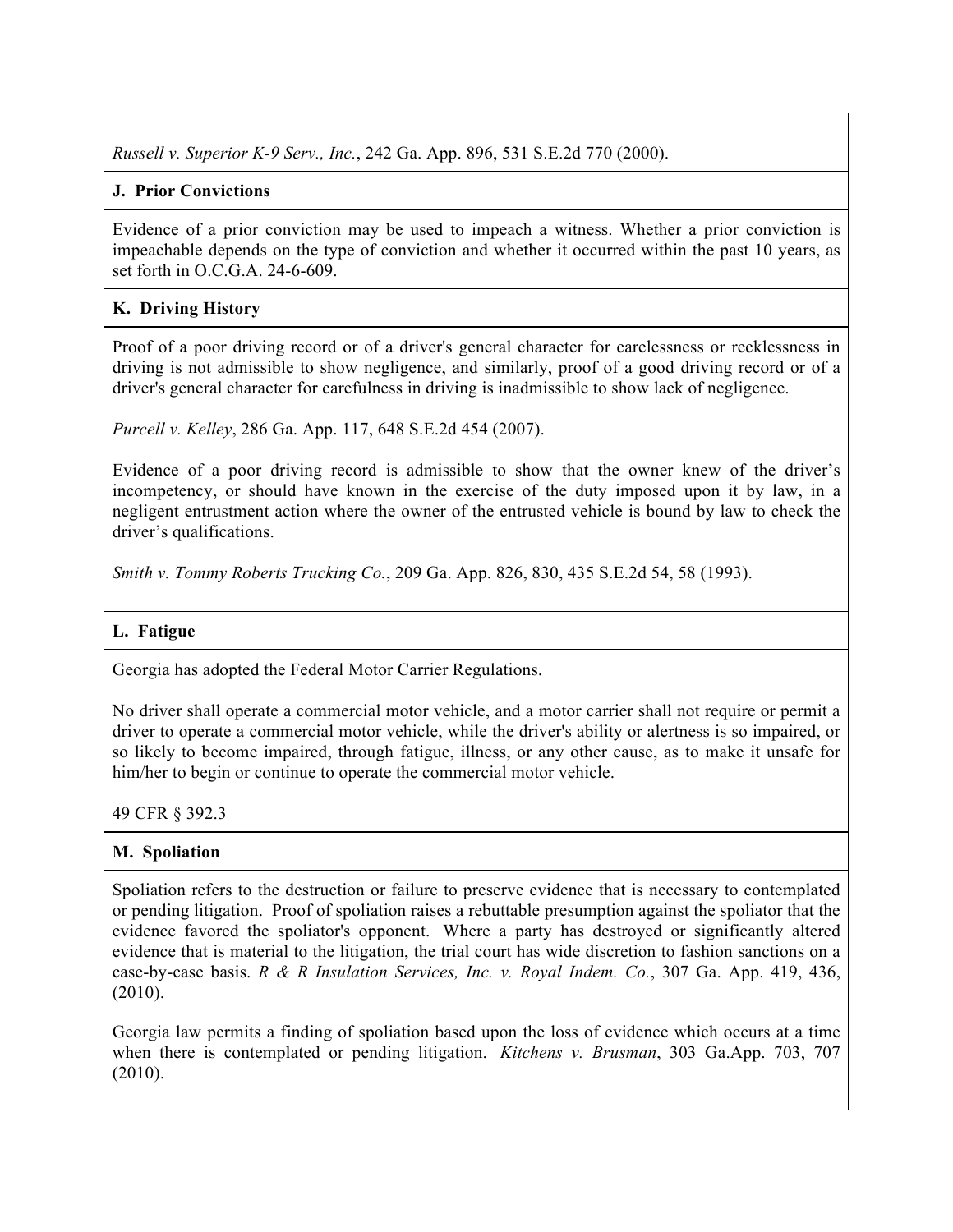*Russell v. Superior K-9 Serv., Inc.*, 242 Ga. App. 896, 531 S.E.2d 770 (2000).

**J. Prior Convictions**

Evidence of a prior conviction may be used to impeach a witness. Whether a prior conviction is impeachable depends on the type of conviction and whether it occurred within the past 10 years, as set forth in O.C.G.A. 24-6-609.

**K. Driving History**

Proof of a poor driving record or of a driver's general character for carelessness or recklessness in driving is not admissible to show negligence, and similarly, proof of a good driving record or of a driver's general character for carefulness in driving is inadmissible to show lack of negligence.

*Purcell v. Kelley*, 286 Ga. App. 117, 648 S.E.2d 454 (2007).

Evidence of a poor driving record is admissible to show that the owner knew of the driver's incompetency, or should have known in the exercise of the duty imposed upon it by law, in a negligent entrustment action where the owner of the entrusted vehicle is bound by law to check the driver's qualifications.

*Smith v. Tommy Roberts Trucking Co.*, 209 Ga. App. 826, 830, 435 S.E.2d 54, 58 (1993).

**L. Fatigue**

Georgia has adopted the Federal Motor Carrier Regulations.

No driver shall operate a commercial motor vehicle, and a motor carrier shall not require or permit a driver to operate a commercial motor vehicle, while the driver's ability or alertness is so impaired, or so likely to become impaired, through fatigue, illness, or any other cause, as to make it unsafe for him/her to begin or continue to operate the commercial motor vehicle.

49 CFR § 392.3

**M. Spoliation**

Spoliation refers to the destruction or failure to preserve evidence that is necessary to contemplated or pending litigation. Proof of spoliation raises a rebuttable presumption against the spoliator that the evidence favored the spoliator's opponent. Where a party has destroyed or significantly altered evidence that is material to the litigation, the trial court has wide discretion to fashion sanctions on a case-by-case basis. *R & R Insulation Services, Inc. v. Royal Indem. Co.*, 307 Ga. App. 419, 436, (2010).

Georgia law permits a finding of spoliation based upon the loss of evidence which occurs at a time when there is contemplated or pending litigation. *Kitchens v. Brusman*, 303 Ga.App. 703, 707 (2010).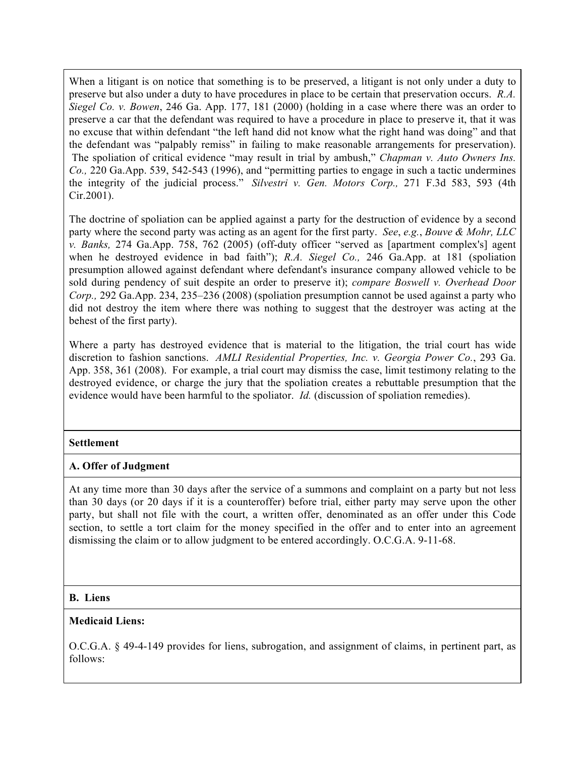When a litigant is on notice that something is to be preserved, a litigant is not only under a duty to preserve but also under a duty to have procedures in place to be certain that preservation occurs. *R.A. Siegel Co. v. Bowen*, 246 Ga. App. 177, 181 (2000) (holding in a case where there was an order to preserve a car that the defendant was required to have a procedure in place to preserve it, that it was no excuse that within defendant "the left hand did not know what the right hand was doing" and that the defendant was "palpably remiss" in failing to make reasonable arrangements for preservation). The spoliation of critical evidence "may result in trial by ambush," *Chapman v. Auto Owners Ins. Co.,* 220 Ga.App. 539, 542-543 (1996), and "permitting parties to engage in such a tactic undermines the integrity of the judicial process." *Silvestri v. Gen. Motors Corp.,* 271 F.3d 583, 593 (4th Cir.2001).

The doctrine of spoliation can be applied against a party for the destruction of evidence by a second party where the second party was acting as an agent for the first party. *See*, *e.g.*, *Bouve & Mohr, LLC v. Banks,* 274 Ga.App. 758, 762 (2005) (off-duty officer "served as [apartment complex's] agent when he destroyed evidence in bad faith"); *R.A. Siegel Co.,* 246 Ga.App. at 181 (spoliation presumption allowed against defendant where defendant's insurance company allowed vehicle to be sold during pendency of suit despite an order to preserve it); *compare Boswell v. Overhead Door Corp.,* 292 Ga.App. 234, 235–236 (2008) (spoliation presumption cannot be used against a party who did not destroy the item where there was nothing to suggest that the destroyer was acting at the behest of the first party).

Where a party has destroyed evidence that is material to the litigation, the trial court has wide discretion to fashion sanctions. *AMLI Residential Properties, Inc. v. Georgia Power Co.*, 293 Ga. App. 358, 361 (2008). For example, a trial court may dismiss the case, limit testimony relating to the destroyed evidence, or charge the jury that the spoliation creates a rebuttable presumption that the evidence would have been harmful to the spoliator. *Id.* (discussion of spoliation remedies).

## Settlement

### A. Offer of Judgment

At any time more than 30 days after the service of a summons and complaint on a party but not less than 30 days (or 20 days if it is a counteroffer) before trial, either party may serve upon the other party, but shall not file with the court, a written offer, denominated as an offer under this Code section, to settle a tort claim for the money specified in the offer and to enter into an agreement dismissing the claim or to allow judgment to be entered accordingly. O.C.G.A. 9-11-68.

### B. Liens

**Medicaid Liens:**

O.C.G.A. § 49-4-149 provides for liens, subrogation, and assignment of claims, in pertinent part, as follows: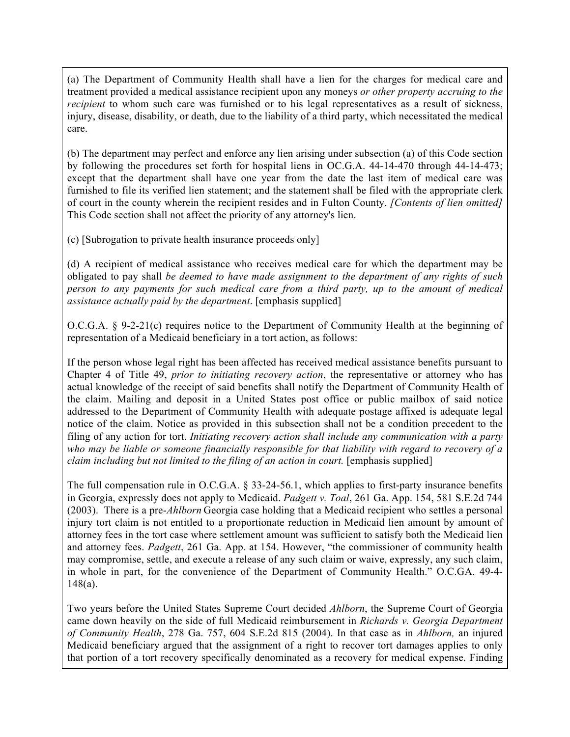(a) The Department of Community Health shall have a lien for the charges for medical care and treatment provided a medical assistance recipient upon any moneys *or other property accruing to the recipient* to whom such care was furnished or to his legal representatives as a result of sickness, injury, disease, disability, or death, due to the liability of a third party, which necessitated the medical care.

(b) The department may perfect and enforce any lien arising under subsection (a) of this Code section by following the procedures set forth for hospital liens in OC.G.A. 44-14-470 through 44-14-473; except that the department shall have one year from the date the last item of medical care was furnished to file its verified lien statement; and the statement shall be filed with the appropriate clerk of court in the county wherein the recipient resides and in Fulton County. *[Contents of lien omitted]* This Code section shall not affect the priority of any attorney's lien.

(c) [Subrogation to private health insurance proceeds only]

(d) A recipient of medical assistance who receives medical care for which the department may be obligated to pay shall *be deemed to have made assignment to the department of any rights of such person to any payments for such medical care from a third party, up to the amount of medical assistance actually paid by the department*. [emphasis supplied]

O.C.G.A. § 9-2-21(c) requires notice to the Department of Community Health at the beginning of representation of a Medicaid beneficiary in a tort action, as follows:

If the person whose legal right has been affected has received medical assistance benefits pursuant to Chapter 4 of Title 49, *prior to initiating recovery action*, the representative or attorney who has actual knowledge of the receipt of said benefits shall notify the Department of Community Health of the claim. Mailing and deposit in a United States post office or public mailbox of said notice addressed to the Department of Community Health with adequate postage affixed is adequate legal notice of the claim. Notice as provided in this subsection shall not be a condition precedent to the filing of any action for tort. *Initiating recovery action shall include any communication with a party who may be liable or someone financially responsible for that liability with regard to recovery of a claim including but not limited to the filing of an action in court.* [emphasis supplied]

The full compensation rule in O.C.G.A. § 33-24-56.1, which applies to first-party insurance benefits in Georgia, expressly does not apply to Medicaid. *Padgett v. Toal*, 261 Ga. App. 154, 581 S.E.2d 744 (2003). There is a pre-*Ahlborn* Georgia case holding that a Medicaid recipient who settles a personal injury tort claim is not entitled to a proportionate reduction in Medicaid lien amount by amount of attorney fees in the tort case where settlement amount was sufficient to satisfy both the Medicaid lien and attorney fees. *Padgett*, 261 Ga. App. at 154. However, "the commissioner of community health may compromise, settle, and execute a release of any such claim or waive, expressly, any such claim, in whole in part, for the convenience of the Department of Community Health." O.C.GA. 49-4-148(a).

Two years before the United States Supreme Court decided *Ahlborn*, the Supreme Court of Georgia came down heavily on the side of full Medicaid reimbursement in *Richards v. Georgia Department of Community Health*, 278 Ga. 757, 604 S.E.2d 815 (2004). In that case as in *Ahlborn,* an injured Medicaid beneficiary argued that the assignment of a right to recover tort damages applies to only that portion of a tort recovery specifically denominated as a recovery for medical expense. Finding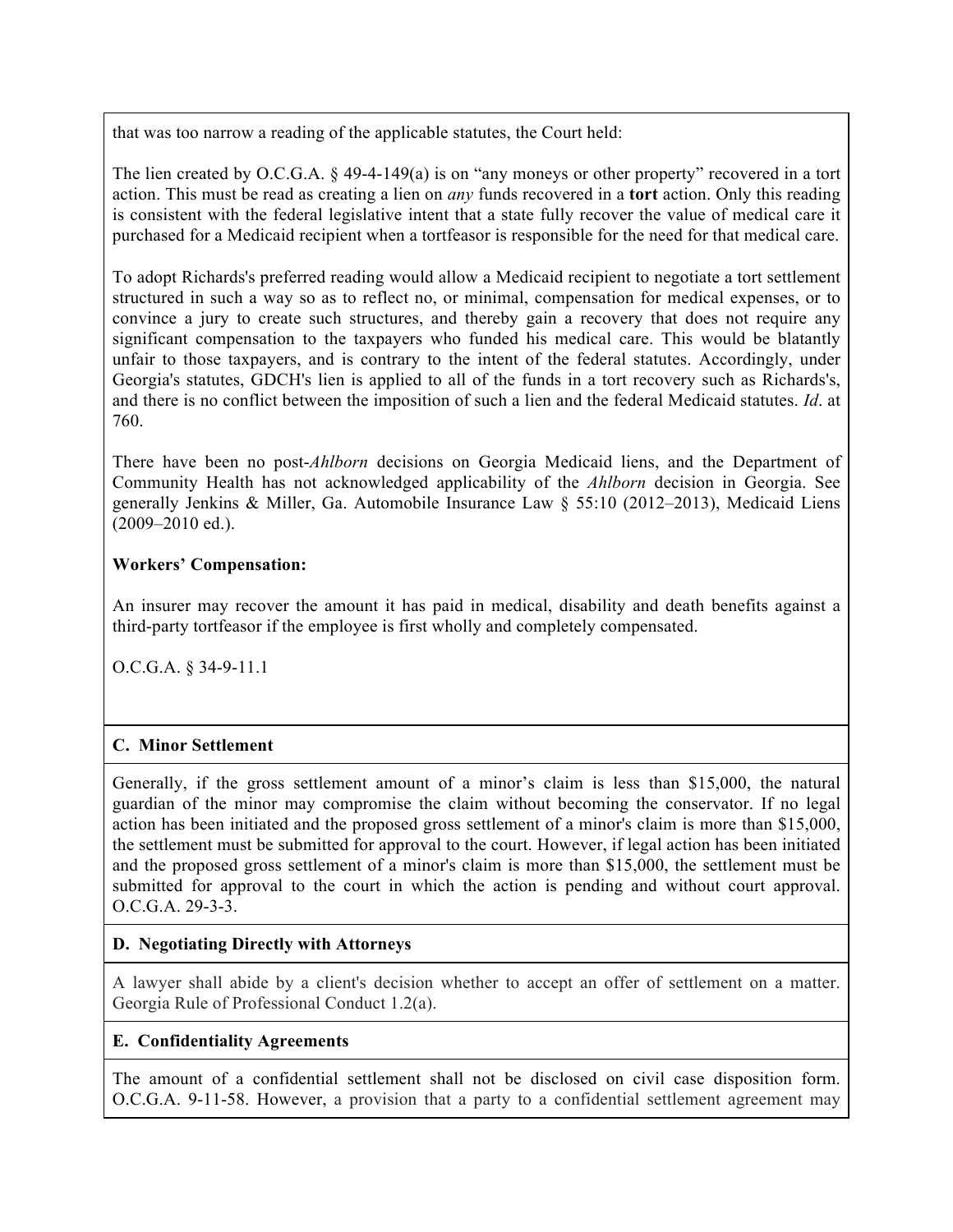that was too narrow a reading of the applicable statutes, the Court held:

The lien created by O.C.G.A. § 49-4-149(a) is on "any moneys or other property" recovered in a tort action. This must be read as creating a lien on *any* funds recovered in a **tort** action. Only this reading is consistent with the federal legislative intent that a state fully recover the value of medical care it purchased for a Medicaid recipient when a tortfeasor is responsible for the need for that medical care.

To adopt Richards's preferred reading would allow a Medicaid recipient to negotiate a tort settlement structured in such a way so as to reflect no, or minimal, compensation for medical expenses, or to convince a jury to create such structures, and thereby gain a recovery that does not require any significant compensation to the taxpayers who funded his medical care. This would be blatantly unfair to those taxpayers, and is contrary to the intent of the federal statutes. Accordingly, under Georgia's statutes, GDCH's lien is applied to all of the funds in a tort recovery such as Richards's, and there is no conflict between the imposition of such a lien and the federal Medicaid statutes. *Id*. at 760.

There have been no post-*Ahlborn* decisions on Georgia Medicaid liens, and the Department of Community Health has not acknowledged applicability of the *Ahlborn* decision in Georgia. See generally Jenkins & Miller, Ga. Automobile Insurance Law § 55:10 (2012–2013), Medicaid Liens (2009–2010 ed.).

**Workers' Compensation:**

An insurer may recover the amount it has paid in medical, disability and death benefits against a third-party tortfeasor if the employee is first wholly and completely compensated.

O.C.G.A. § 34-9-11.1

**C. Minor Settlement**

Generally, if the gross settlement amount of a minor's claim is less than $15,000, the natural guardian of the minor may compromise the claim without becoming the conservator. If no legal action has been initiated and the proposed gross settlement of a minor's claim is more than $15,000, the settlement must be submitted for approval to the court. However, if legal action has been initiated and the proposed gross settlement of a minor's claim is more than $15,000, the settlement must be submitted for approval to the court in which the action is pending and without court approval. O.C.G.A. 29-3-3.

**D. Negotiating Directly with Attorneys**

A lawyer shall abide by a client's decision whether to accept an offer of settlement on a matter. Georgia Rule of Professional Conduct 1.2(a).

**E. Confidentiality Agreements**

The amount of a confidential settlement shall not be disclosed on civil case disposition form. O.C.G.A. 9-11-58. However, a provision that a party to a confidential settlement agreement may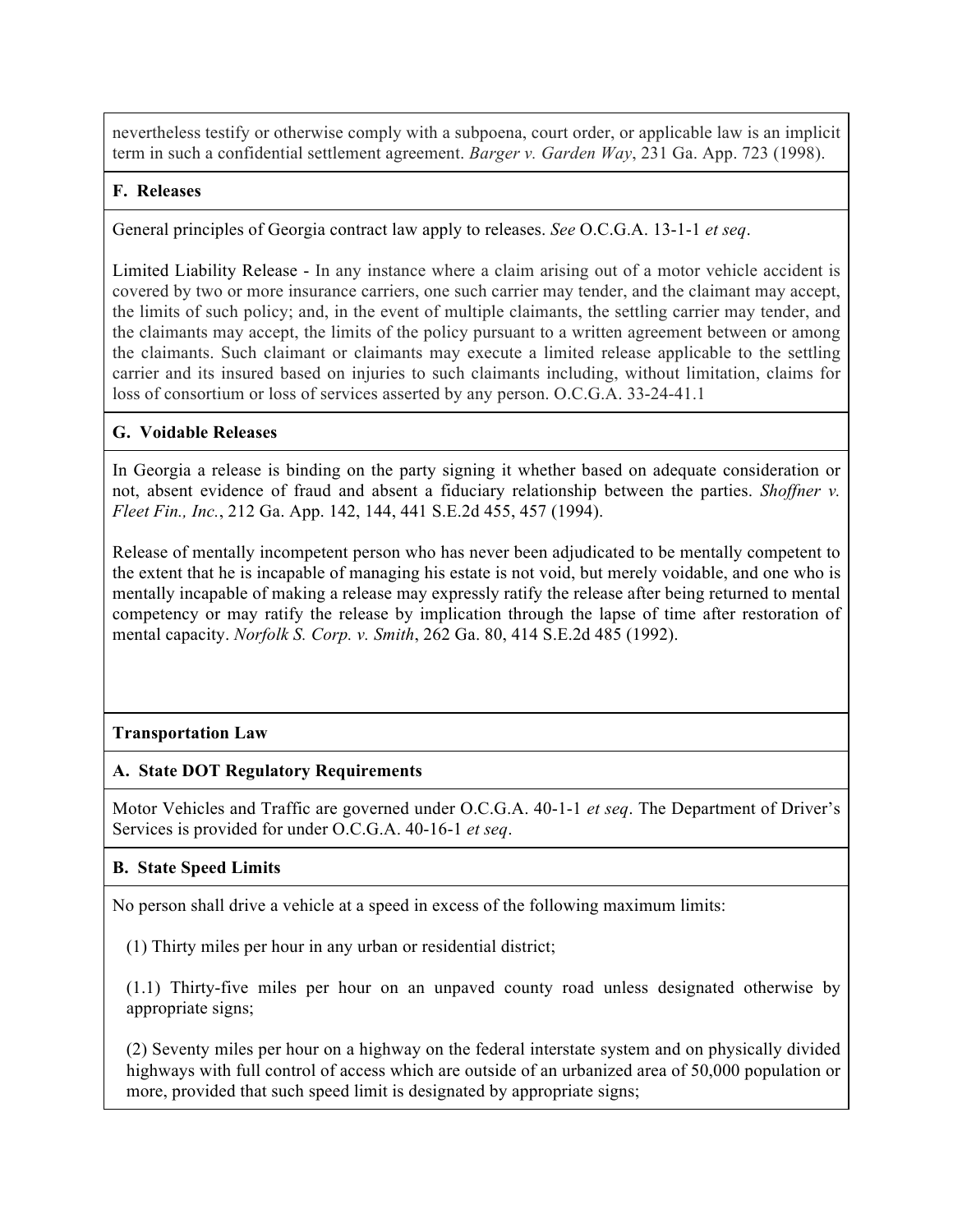nevertheless testify or otherwise comply with a subpoena, court order, or applicable law is an implicit term in such a confidential settlement agreement. *Barger v. Garden Way*, 231 Ga. App. 723 (1998).

**F. Releases**

General principles of Georgia contract law apply to releases. *See* O.C.G.A. 13-1-1 *et seq*.

Limited Liability Release - In any instance where a claim arising out of a motor vehicle accident is covered by two or more insurance carriers, one such carrier may tender, and the claimant may accept, the limits of such policy; and, in the event of multiple claimants, the settling carrier may tender, and the claimants may accept, the limits of the policy pursuant to a written agreement between or among the claimants. Such claimant or claimants may execute a limited release applicable to the settling carrier and its insured based on injuries to such claimants including, without limitation, claims for loss of consortium or loss of services asserted by any person. O.C.G.A. 33-24-41.1

**G. Voidable Releases**

In Georgia a release is binding on the party signing it whether based on adequate consideration or not, absent evidence of fraud and absent a fiduciary relationship between the parties. *Shoffner v. Fleet Fin., Inc.*, 212 Ga. App. 142, 144, 441 S.E.2d 455, 457 (1994).

Release of mentally incompetent person who has never been adjudicated to be mentally competent to the extent that he is incapable of managing his estate is not void, but merely voidable, and one who is mentally incapable of making a release may expressly ratify the release after being returned to mental competency or may ratify the release by implication through the lapse of time after restoration of mental capacity. *Norfolk S. Corp. v. Smith*, 262 Ga. 80, 414 S.E.2d 485 (1992).

## Transportation Law

**A. State DOT Regulatory Requirements**

Motor Vehicles and Traffic are governed under O.C.G.A. 40-1-1 *et seq*. The Department of Driver's Services is provided for under O.C.G.A. 40-16-1 *et seq*.

**B. State Speed Limits**

No person shall drive a vehicle at a speed in excess of the following maximum limits:

(1) Thirty miles per hour in any urban or residential district;

(1.1) Thirty-five miles per hour on an unpaved county road unless designated otherwise by appropriate signs;

(2) Seventy miles per hour on a highway on the federal interstate system and on physically divided highways with full control of access which are outside of an urbanized area of 50,000 population or more, provided that such speed limit is designated by appropriate signs;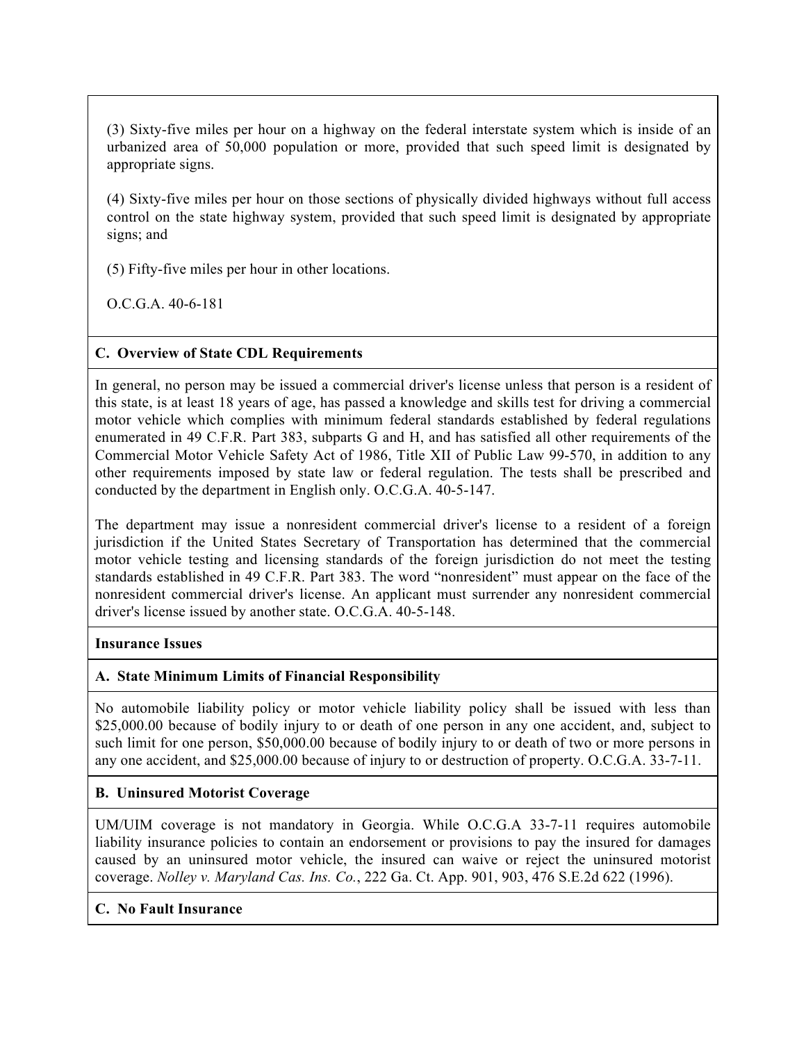(3) Sixty-five miles per hour on a highway on the federal interstate system which is inside of an urbanized area of 50,000 population or more, provided that such speed limit is designated by appropriate signs.

(4) Sixty-five miles per hour on those sections of physically divided highways without full access control on the state highway system, provided that such speed limit is designated by appropriate signs; and

(5) Fifty-five miles per hour in other locations.

O.C.G.A. 40-6-181

**C. Overview of State CDL Requirements**

In general, no person may be issued a commercial driver's license unless that person is a resident of this state, is at least 18 years of age, has passed a knowledge and skills test for driving a commercial motor vehicle which complies with minimum federal standards established by federal regulations enumerated in 49 C.F.R. Part 383, subparts G and H, and has satisfied all other requirements of the Commercial Motor Vehicle Safety Act of 1986, Title XII of Public Law 99-570, in addition to any other requirements imposed by state law or federal regulation. The tests shall be prescribed and conducted by the department in English only. O.C.G.A. 40-5-147.

The department may issue a nonresident commercial driver's license to a resident of a foreign jurisdiction if the United States Secretary of Transportation has determined that the commercial motor vehicle testing and licensing standards of the foreign jurisdiction do not meet the testing standards established in 49 C.F.R. Part 383. The word "nonresident" must appear on the face of the nonresident commercial driver's license. An applicant must surrender any nonresident commercial driver's license issued by another state. O.C.G.A. 40-5-148.

**Insurance Issues**

**A. State Minimum Limits of Financial Responsibility**

No automobile liability policy or motor vehicle liability policy shall be issued with less than \$25,000.00 because of bodily injury to or death of one person in any one accident, and, subject to such limit for one person, \$50,000.00 because of bodily injury to or death of two or more persons in any one accident, and \$25,000.00 because of injury to or destruction of property. O.C.G.A. 33-7-11.

**B. Uninsured Motorist Coverage**

UM/UIM coverage is not mandatory in Georgia. While O.C.G.A 33-7-11 requires automobile liability insurance policies to contain an endorsement or provisions to pay the insured for damages caused by an uninsured motor vehicle, the insured can waive or reject the uninsured motorist coverage. *Nolley v. Maryland Cas. Ins. Co.*, 222 Ga. Ct. App. 901, 903, 476 S.E.2d 622 (1996).

**C. No Fault Insurance**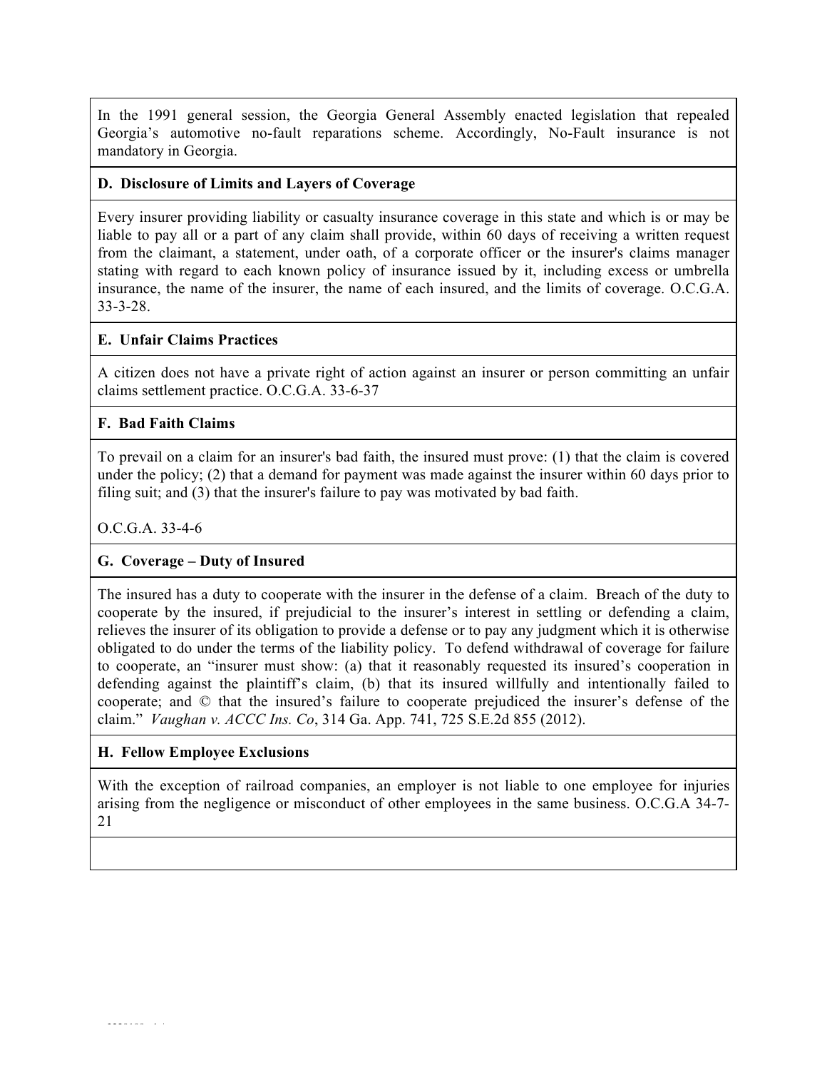In the 1991 general session, the Georgia General Assembly enacted legislation that repealed Georgia's automotive no-fault reparations scheme. Accordingly, No-Fault insurance is not mandatory in Georgia.

**D. Disclosure of Limits and Layers of Coverage**

Every insurer providing liability or casualty insurance coverage in this state and which is or may be liable to pay all or a part of any claim shall provide, within 60 days of receiving a written request from the claimant, a statement, under oath, of a corporate officer or the insurer's claims manager stating with regard to each known policy of insurance issued by it, including excess or umbrella insurance, the name of the insurer, the name of each insured, and the limits of coverage. O.C.G.A. 33-3-28.

**E. Unfair Claims Practices**

A citizen does not have a private right of action against an insurer or person committing an unfair claims settlement practice. O.C.G.A. 33-6-37

**F. Bad Faith Claims**

To prevail on a claim for an insurer's bad faith, the insured must prove: (1) that the claim is covered under the policy; (2) that a demand for payment was made against the insurer within 60 days prior to filing suit; and (3) that the insurer's failure to pay was motivated by bad faith.

O.C.G.A. 33-4-6

**G. Coverage – Duty of Insured**

The insured has a duty to cooperate with the insurer in the defense of a claim. Breach of the duty to cooperate by the insured, if prejudicial to the insurer's interest in settling or defending a claim, relieves the insurer of its obligation to provide a defense or to pay any judgment which it is otherwise obligated to do under the terms of the liability policy. To defend withdrawal of coverage for failure to cooperate, an "insurer must show: (a) that it reasonably requested its insured's cooperation in defending against the plaintiff's claim, (b) that its insured willfully and intentionally failed to cooperate; and © that the insured's failure to cooperate prejudiced the insurer's defense of the claim." *Vaughan v. ACCC Ins. Co*, 314 Ga. App. 741, 725 S.E.2d 855 (2012).

**H. Fellow Employee Exclusions**

With the exception of railroad companies, an employer is not liable to one employee for injuries arising from the negligence or misconduct of other employees in the same business. O.C.G.A 34-7-21